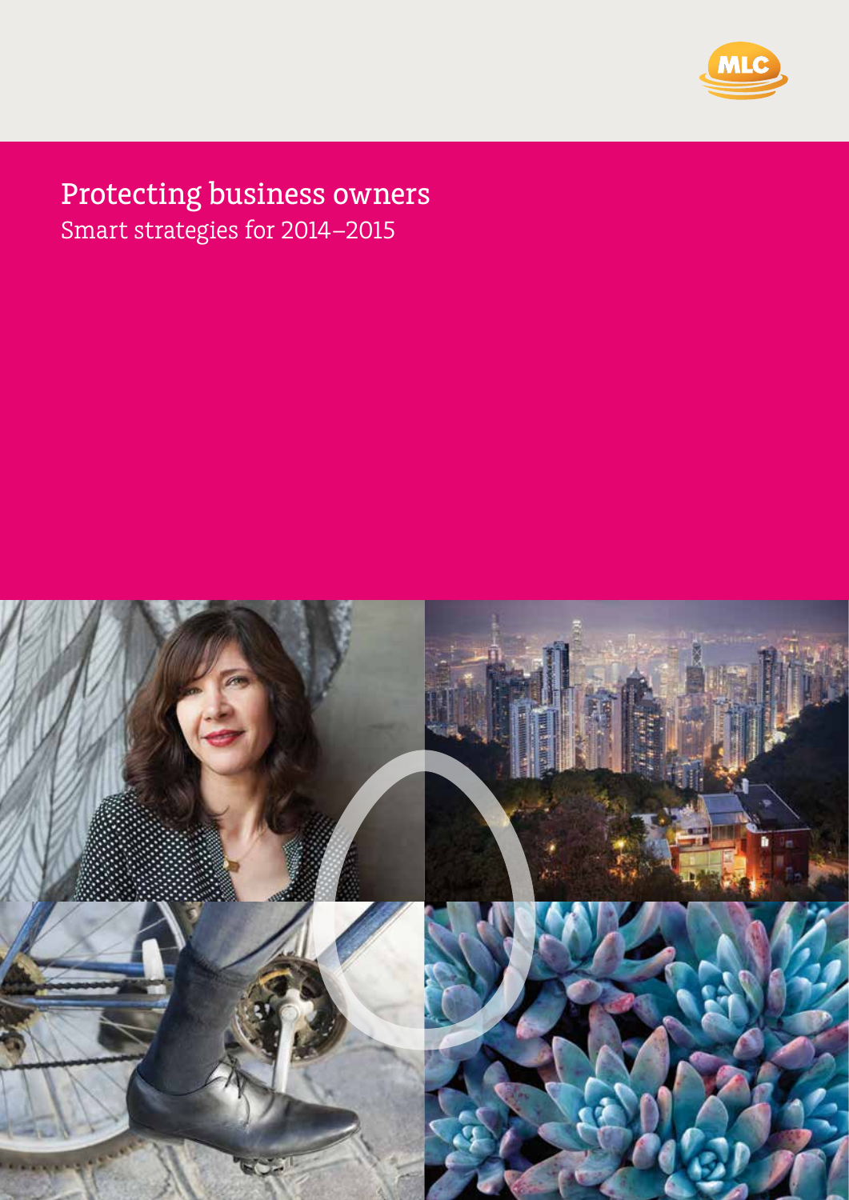MLC

# Protecting business owners

## Smart strategies for 2014–2015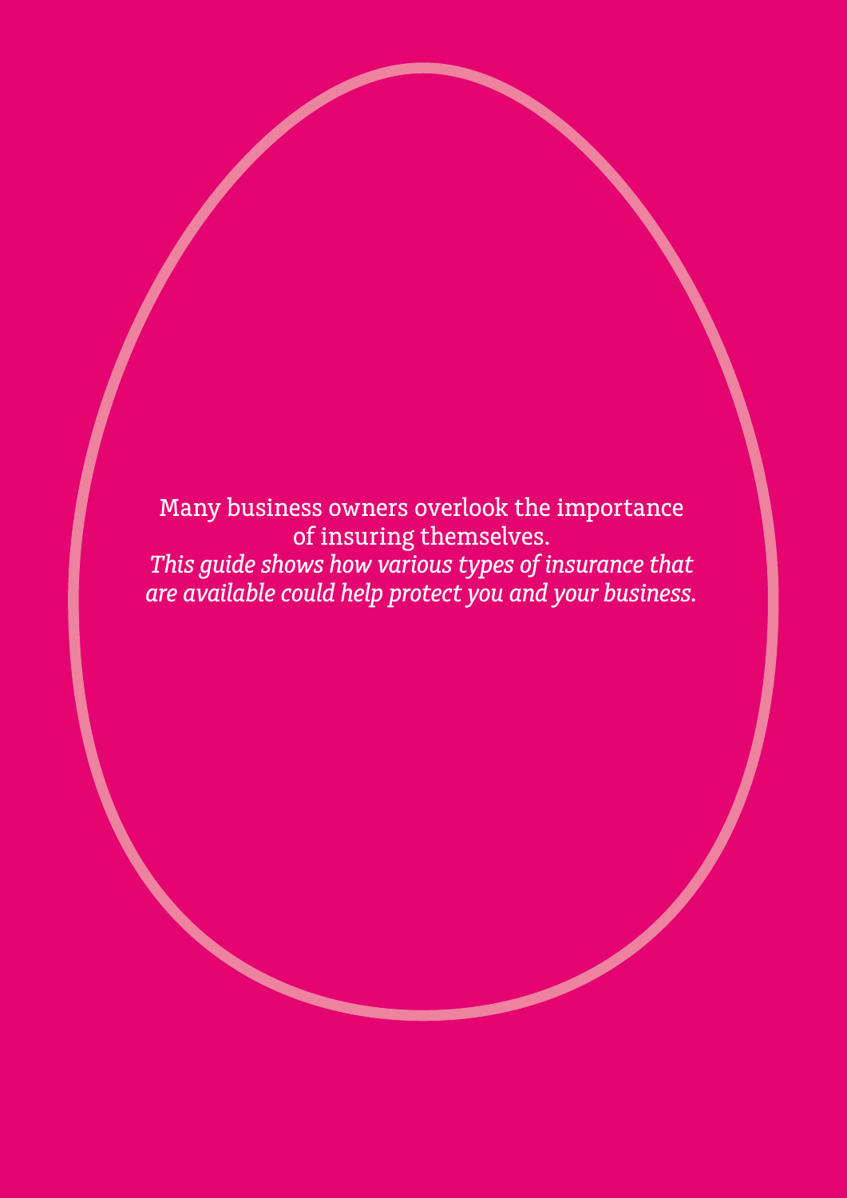Many business owners overlook the importance of insuring themselves.

*This guide shows how various types of insurance that are available could help protect you and your business.*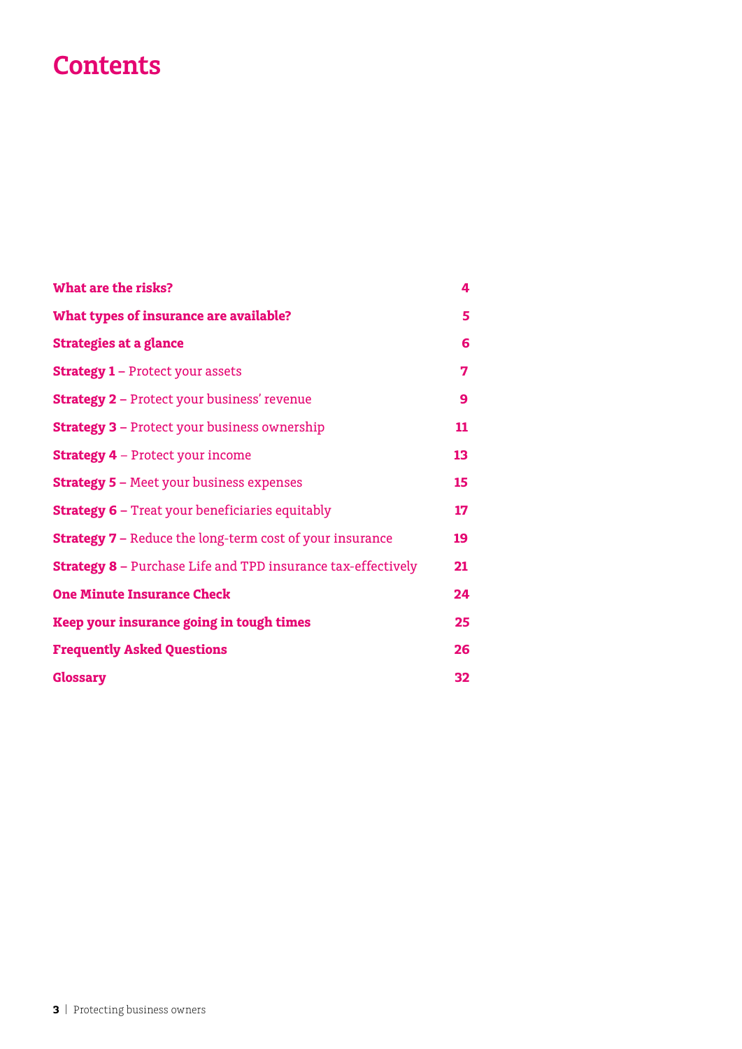# Contents

| | |
|---|---|
| **What are the risks?** | **4** |
| **What types of insurance are available?** | **5** |
| **Strategies at a glance** | **6** |
| **Strategy 1** – Protect your assets | **7** |
| **Strategy 2** – Protect your business' revenue | **9** |
| **Strategy 3** – Protect your business ownership | **11** |
| **Strategy 4** – Protect your income | **13** |
| **Strategy 5** – Meet your business expenses | **15** |
| **Strategy 6** – Treat your beneficiaries equitably | **17** |
| **Strategy 7** – Reduce the long-term cost of your insurance | **19** |
| **Strategy 8** – Purchase Life and TPD insurance tax-effectively | **21** |
| **One Minute Insurance Check** | **24** |
| **Keep your insurance going in tough times** | **25** |
| **Frequently Asked Questions** | **26** |
| **Glossary** | **32** |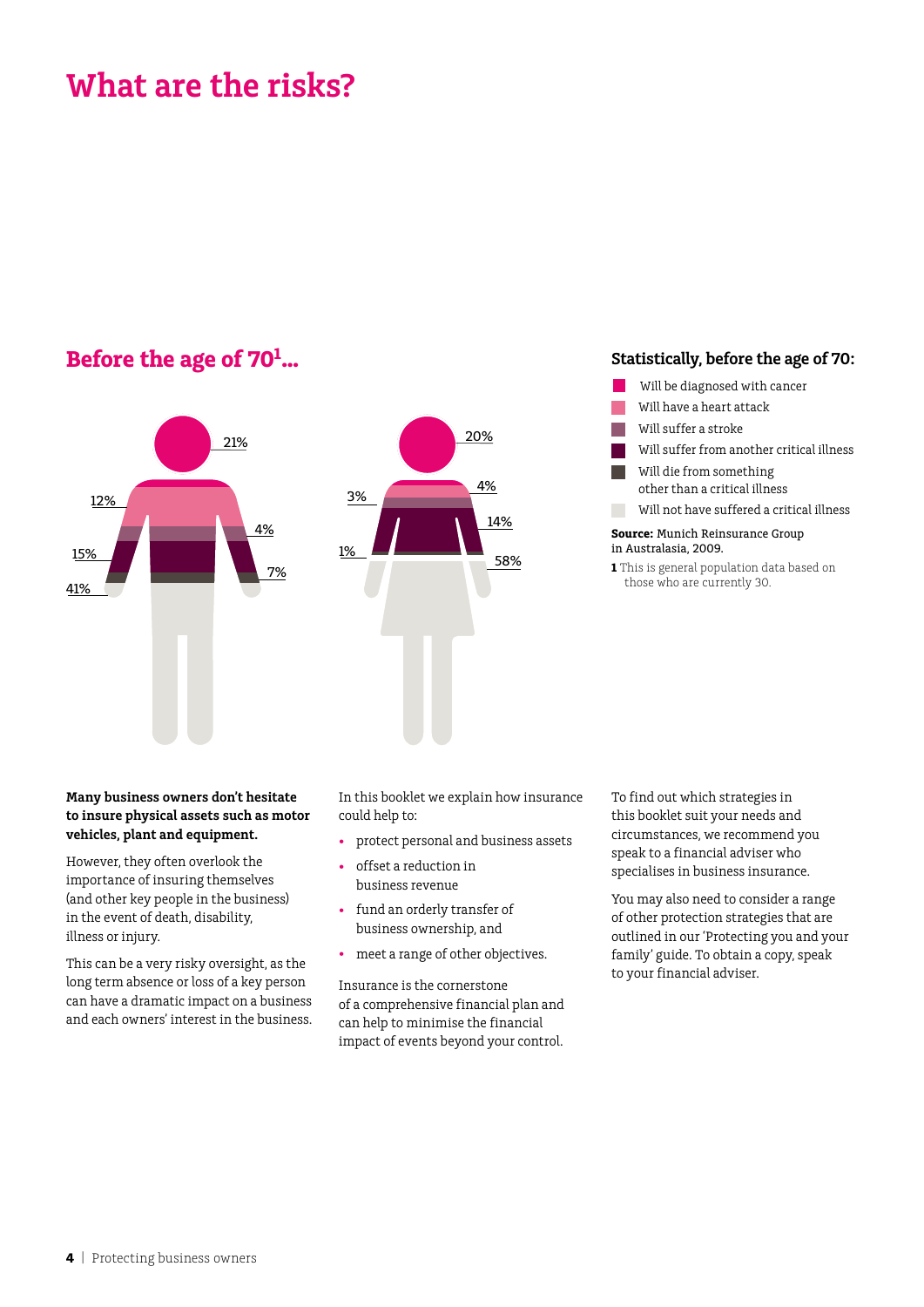# What are the risks?

## Before the age of 70[1]...

Male figure: 21%, 12%, 4%, 15%, 7%, 41%

Female figure: 20%, 3%, 4%, 14%, 1%, 58%

### Statistically, before the age of 70:

- Will be diagnosed with cancer
- Will have a heart attack
- Will suffer a stroke
- Will suffer from another critical illness
- Will die from something other than a critical illness
- Will not have suffered a critical illness

**Source:** Munich Reinsurance Group in Australasia, 2009.

1 This is general population data based on those who are currently 30.

**Many business owners don't hesitate to insure physical assets such as motor vehicles, plant and equipment.**

However, they often overlook the importance of insuring themselves (and other key people in the business) in the event of death, disability, illness or injury.

This can be a very risky oversight, as the long term absence or loss of a key person can have a dramatic impact on a business and each owners' interest in the business.

In this booklet we explain how insurance could help to:

- protect personal and business assets
- offset a reduction in business revenue
- fund an orderly transfer of business ownership, and
- meet a range of other objectives.

Insurance is the cornerstone of a comprehensive financial plan and can help to minimise the financial impact of events beyond your control.

To find out which strategies in this booklet suit your needs and circumstances, we recommend you speak to a financial adviser who specialises in business insurance.

You may also need to consider a range of other protection strategies that are outlined in our 'Protecting you and your family' guide. To obtain a copy, speak to your financial adviser.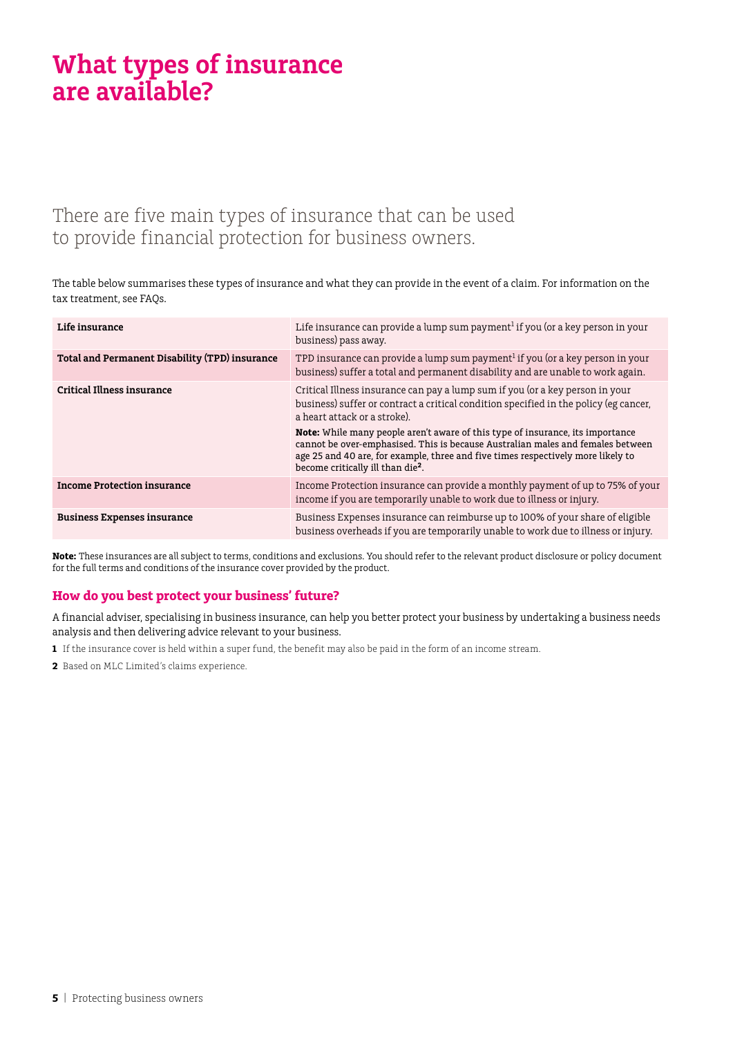# What types of insurance are available?

There are five main types of insurance that can be used to provide financial protection for business owners.

The table below summarises these types of insurance and what they can provide in the event of a claim. For information on the tax treatment, see FAQs.

| | |
|---|---|
| **Life insurance** | Life insurance can provide a lump sum payment[1] if you (or a key person in your business) pass away. |
| **Total and Permanent Disability (TPD) insurance** | TPD insurance can provide a lump sum payment[1] if you (or a key person in your business) suffer a total and permanent disability and are unable to work again. |
| **Critical Illness insurance** | Critical Illness insurance can pay a lump sum if you (or a key person in your business) suffer or contract a critical condition specified in the policy (eg cancer, a heart attack or a stroke).<br><br>**Note:** While many people aren't aware of this type of insurance, its importance cannot be over-emphasised. This is because Australian males and females between age 25 and 40 are, for example, three and five times respectively more likely to become critically ill than die[2]. |
| **Income Protection insurance** | Income Protection insurance can provide a monthly payment of up to 75% of your income if you are temporarily unable to work due to illness or injury. |
| **Business Expenses insurance** | Business Expenses insurance can reimburse up to 100% of your share of eligible business overheads if you are temporarily unable to work due to illness or injury. |

**Note:** These insurances are all subject to terms, conditions and exclusions. You should refer to the relevant product disclosure or policy document for the full terms and conditions of the insurance cover provided by the product.

### How do you best protect your business' future?

A financial adviser, specialising in business insurance, can help you better protect your business by undertaking a business needs analysis and then delivering advice relevant to your business.

**1** If the insurance cover is held within a super fund, the benefit may also be paid in the form of an income stream.

**2** Based on MLC Limited's claims experience.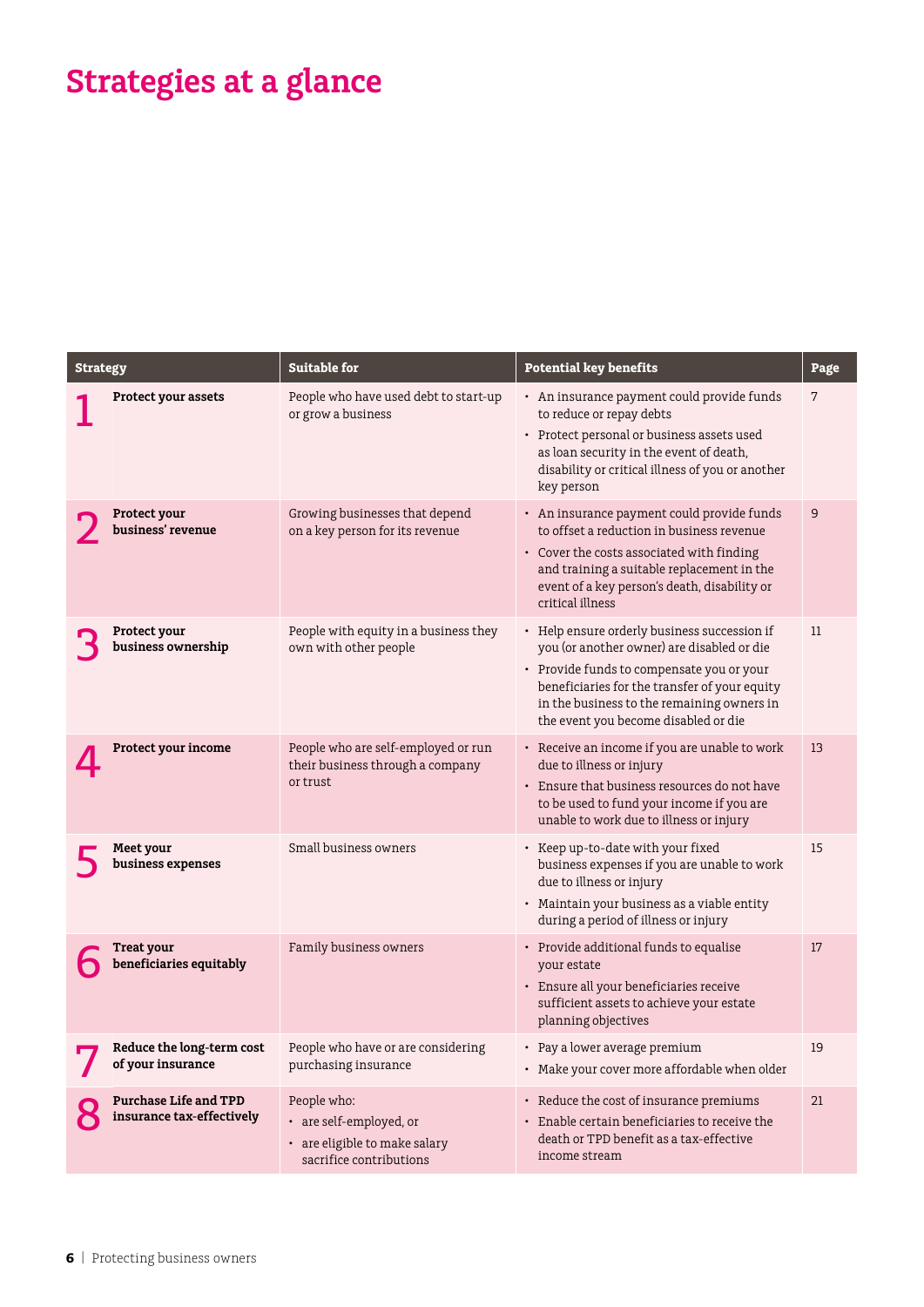# Strategies at a glance

| Strategy | | Suitable for | Potential key benefits | Page |
|---|---|---|---|---|
| 1 | **Protect your assets** | People who have used debt to start-up or grow a business | • An insurance payment could provide funds to reduce or repay debts<br>• Protect personal or business assets used as loan security in the event of death, disability or critical illness of you or another key person | 7 |
| 2 | **Protect your business' revenue** | Growing businesses that depend on a key person for its revenue | • An insurance payment could provide funds to offset a reduction in business revenue<br>• Cover the costs associated with finding and training a suitable replacement in the event of a key person's death, disability or critical illness | 9 |
| 3 | **Protect your business ownership** | People with equity in a business they own with other people | • Help ensure orderly business succession if you (or another owner) are disabled or die<br>• Provide funds to compensate you or your beneficiaries for the transfer of your equity in the business to the remaining owners in the event you become disabled or die | 11 |
| 4 | **Protect your income** | People who are self-employed or run their business through a company or trust | • Receive an income if you are unable to work due to illness or injury<br>• Ensure that business resources do not have to be used to fund your income if you are unable to work due to illness or injury | 13 |
| 5 | **Meet your business expenses** | Small business owners | • Keep up-to-date with your fixed business expenses if you are unable to work due to illness or injury<br>• Maintain your business as a viable entity during a period of illness or injury | 15 |
| 6 | **Treat your beneficiaries equitably** | Family business owners | • Provide additional funds to equalise your estate<br>• Ensure all your beneficiaries receive sufficient assets to achieve your estate planning objectives | 17 |
| 7 | **Reduce the long-term cost of your insurance** | People who have or are considering purchasing insurance | • Pay a lower average premium<br>• Make your cover more affordable when older | 19 |
| 8 | **Purchase Life and TPD insurance tax-effectively** | People who:<br>• are self-employed, or<br>• are eligible to make salary sacrifice contributions | • Reduce the cost of insurance premiums<br>• Enable certain beneficiaries to receive the death or TPD benefit as a tax-effective income stream | 21 |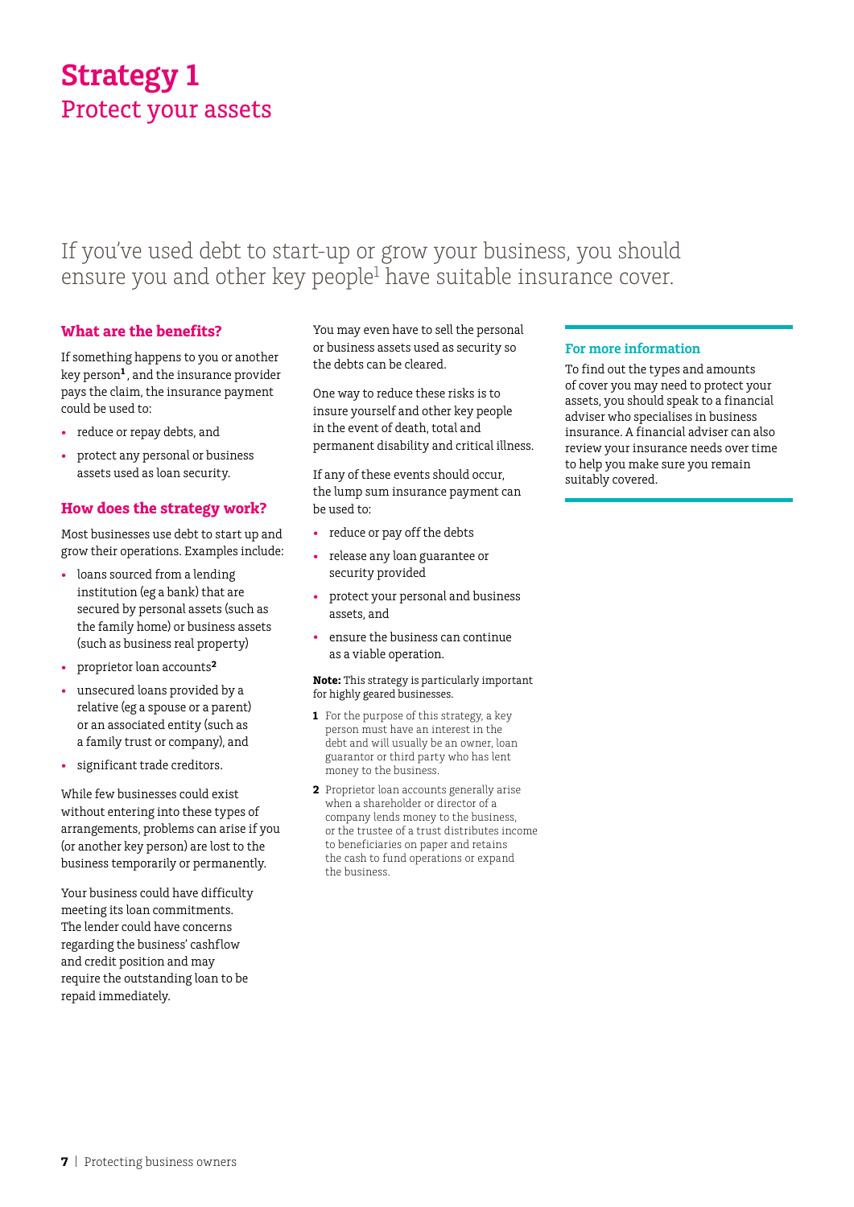# Strategy 1
## Protect your assets

If you've used debt to start-up or grow your business, you should ensure you and other key people[1] have suitable insurance cover.

### What are the benefits?

If something happens to you or another key person[1], and the insurance provider pays the claim, the insurance payment could be used to:

- reduce or repay debts, and
- protect any personal or business assets used as loan security.

### How does the strategy work?

Most businesses use debt to start up and grow their operations. Examples include:

- loans sourced from a lending institution (eg a bank) that are secured by personal assets (such as the family home) or business assets (such as business real property)
- proprietor loan accounts[2]
- unsecured loans provided by a relative (eg a spouse or a parent) or an associated entity (such as a family trust or company), and
- significant trade creditors.

While few businesses could exist without entering into these types of arrangements, problems can arise if you (or another key person) are lost to the business temporarily or permanently.

Your business could have difficulty meeting its loan commitments. The lender could have concerns regarding the business' cashflow and credit position and may require the outstanding loan to be repaid immediately.

You may even have to sell the personal or business assets used as security so the debts can be cleared.

One way to reduce these risks is to insure yourself and other key people in the event of death, total and permanent disability and critical illness.

If any of these events should occur, the lump sum insurance payment can be used to:

- reduce or pay off the debts
- release any loan guarantee or security provided
- protect your personal and business assets, and
- ensure the business can continue as a viable operation.

**Note:** This strategy is particularly important for highly geared businesses.

**1** For the purpose of this strategy, a key person must have an interest in the debt and will usually be an owner, loan guarantor or third party who has lent money to the business.

**2** Proprietor loan accounts generally arise when a shareholder or director of a company lends money to the business, or the trustee of a trust distributes income to beneficiaries on paper and retains the cash to fund operations or expand the business.

### For more information

To find out the types and amounts of cover you may need to protect your assets, you should speak to a financial adviser who specialises in business insurance. A financial adviser can also review your insurance needs over time to help you make sure you remain suitably covered.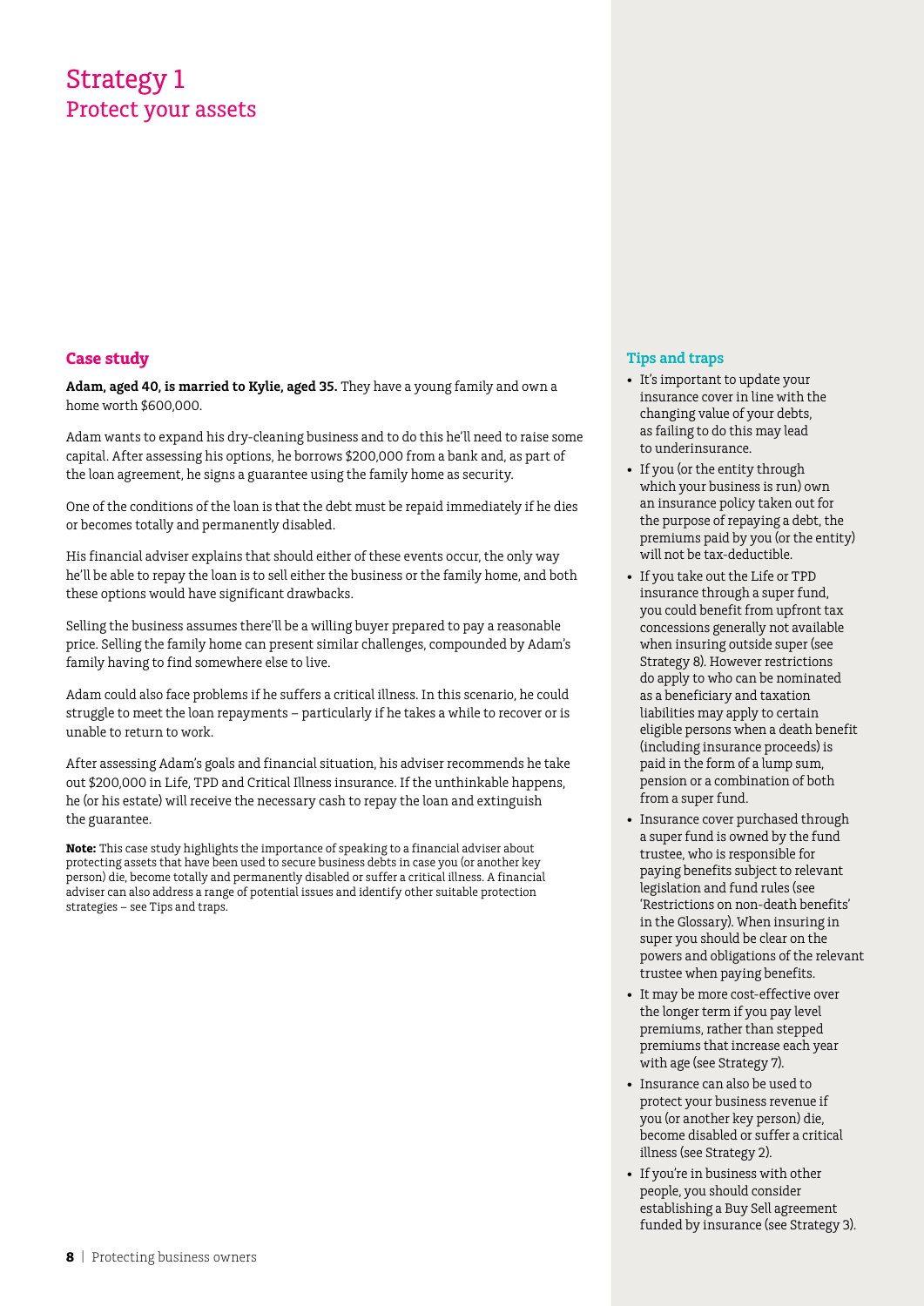# Strategy 1
## Protect your assets

### Case study

**Adam, aged 40, is married to Kylie, aged 35.** They have a young family and own a home worth $600,000.

Adam wants to expand his dry-cleaning business and to do this he'll need to raise some capital. After assessing his options, he borrows $200,000 from a bank and, as part of the loan agreement, he signs a guarantee using the family home as security.

One of the conditions of the loan is that the debt must be repaid immediately if he dies or becomes totally and permanently disabled.

His financial adviser explains that should either of these events occur, the only way he'll be able to repay the loan is to sell either the business or the family home, and both these options would have significant drawbacks.

Selling the business assumes there'll be a willing buyer prepared to pay a reasonable price. Selling the family home can present similar challenges, compounded by Adam's family having to find somewhere else to live.

Adam could also face problems if he suffers a critical illness. In this scenario, he could struggle to meet the loan repayments – particularly if he takes a while to recover or is unable to return to work.

After assessing Adam's goals and financial situation, his adviser recommends he take out $200,000 in Life, TPD and Critical Illness insurance. If the unthinkable happens, he (or his estate) will receive the necessary cash to repay the loan and extinguish the guarantee.

**Note:** This case study highlights the importance of speaking to a financial adviser about protecting assets that have been used to secure business debts in case you (or another key person) die, become totally and permanently disabled or suffer a critical illness. A financial adviser can also address a range of potential issues and identify other suitable protection strategies – see Tips and traps.

### Tips and traps

- It's important to update your insurance cover in line with the changing value of your debts, as failing to do this may lead to underinsurance.
- If you (or the entity through which your business is run) own an insurance policy taken out for the purpose of repaying a debt, the premiums paid by you (or the entity) will not be tax-deductible.
- If you take out the Life or TPD insurance through a super fund, you could benefit from upfront tax concessions generally not available when insuring outside super (see Strategy 8). However restrictions do apply to who can be nominated as a beneficiary and taxation liabilities may apply to certain eligible persons when a death benefit (including insurance proceeds) is paid in the form of a lump sum, pension or a combination of both from a super fund.
- Insurance cover purchased through a super fund is owned by the fund trustee, who is responsible for paying benefits subject to relevant legislation and fund rules (see 'Restrictions on non-death benefits' in the Glossary). When insuring in super you should be clear on the powers and obligations of the relevant trustee when paying benefits.
- It may be more cost-effective over the longer term if you pay level premiums, rather than stepped premiums that increase each year with age (see Strategy 7).
- Insurance can also be used to protect your business revenue if you (or another key person) die, become disabled or suffer a critical illness (see Strategy 2).
- If you're in business with other people, you should consider establishing a Buy Sell agreement funded by insurance (see Strategy 3).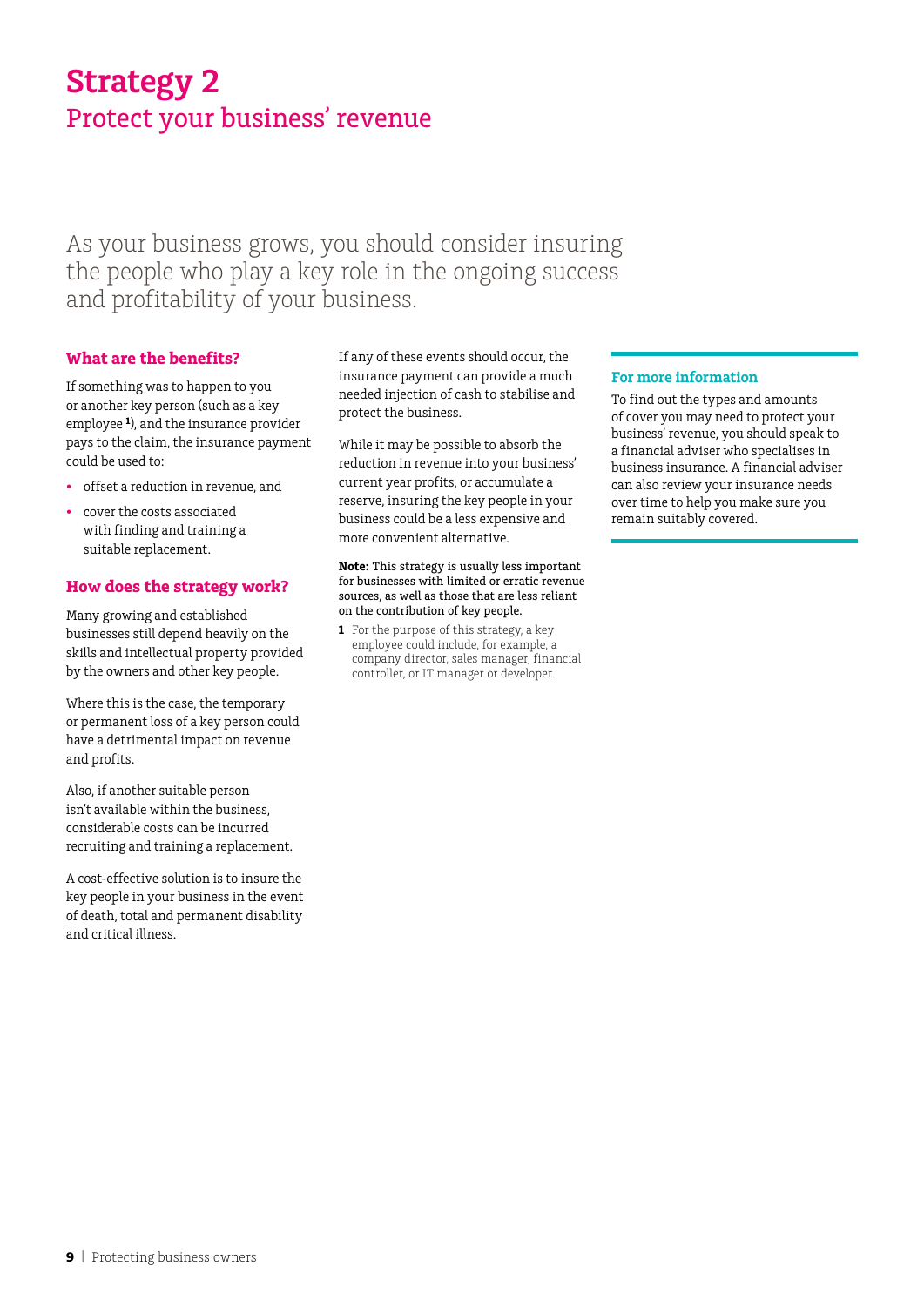# Strategy 2

## Protect your business' revenue

As your business grows, you should consider insuring the people who play a key role in the ongoing success and profitability of your business.

### What are the benefits?

If something was to happen to you or another key person (such as a key employee [1]), and the insurance provider pays to the claim, the insurance payment could be used to:

- offset a reduction in revenue, and
- cover the costs associated with finding and training a suitable replacement.

### How does the strategy work?

Many growing and established businesses still depend heavily on the skills and intellectual property provided by the owners and other key people.

Where this is the case, the temporary or permanent loss of a key person could have a detrimental impact on revenue and profits.

Also, if another suitable person isn't available within the business, considerable costs can be incurred recruiting and training a replacement.

A cost-effective solution is to insure the key people in your business in the event of death, total and permanent disability and critical illness.

If any of these events should occur, the insurance payment can provide a much needed injection of cash to stabilise and protect the business.

While it may be possible to absorb the reduction in revenue into your business' current year profits, or accumulate a reserve, insuring the key people in your business could be a less expensive and more convenient alternative.

**Note:** This strategy is usually less important for businesses with limited or erratic revenue sources, as well as those that are less reliant on the contribution of key people.

**1** For the purpose of this strategy, a key employee could include, for example, a company director, sales manager, financial controller, or IT manager or developer.

### For more information

To find out the types and amounts of cover you may need to protect your business' revenue, you should speak to a financial adviser who specialises in business insurance. A financial adviser can also review your insurance needs over time to help you make sure you remain suitably covered.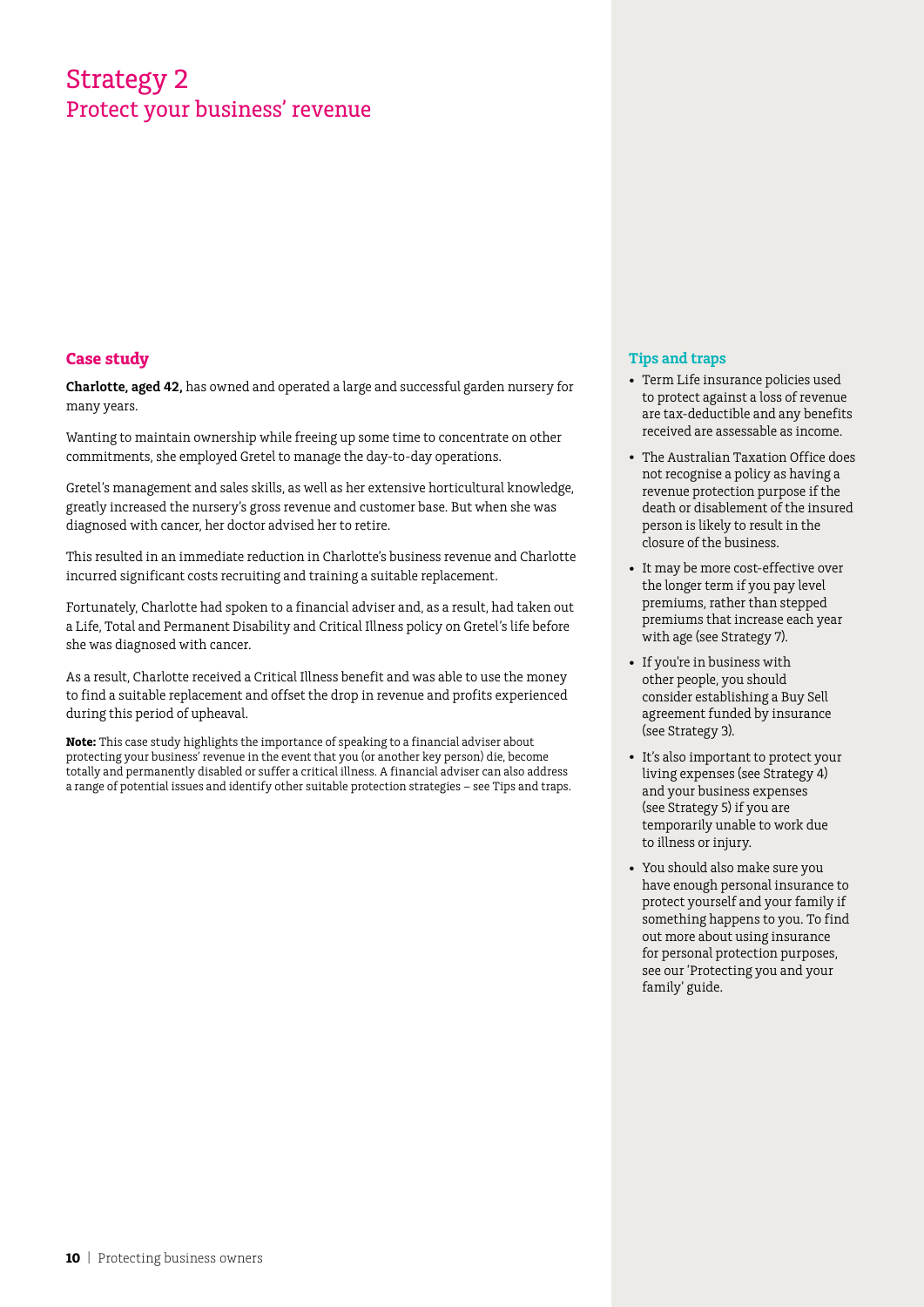# Strategy 2

## Protect your business' revenue

### Case study

**Charlotte, aged 42,** has owned and operated a large and successful garden nursery for many years.

Wanting to maintain ownership while freeing up some time to concentrate on other commitments, she employed Gretel to manage the day-to-day operations.

Gretel's management and sales skills, as well as her extensive horticultural knowledge, greatly increased the nursery's gross revenue and customer base. But when she was diagnosed with cancer, her doctor advised her to retire.

This resulted in an immediate reduction in Charlotte's business revenue and Charlotte incurred significant costs recruiting and training a suitable replacement.

Fortunately, Charlotte had spoken to a financial adviser and, as a result, had taken out a Life, Total and Permanent Disability and Critical Illness policy on Gretel's life before she was diagnosed with cancer.

As a result, Charlotte received a Critical Illness benefit and was able to use the money to find a suitable replacement and offset the drop in revenue and profits experienced during this period of upheaval.

**Note:** This case study highlights the importance of speaking to a financial adviser about protecting your business' revenue in the event that you (or another key person) die, become totally and permanently disabled or suffer a critical illness. A financial adviser can also address a range of potential issues and identify other suitable protection strategies – see Tips and traps.

### Tips and traps

- Term Life insurance policies used to protect against a loss of revenue are tax-deductible and any benefits received are assessable as income.
- The Australian Taxation Office does not recognise a policy as having a revenue protection purpose if the death or disablement of the insured person is likely to result in the closure of the business.
- It may be more cost-effective over the longer term if you pay level premiums, rather than stepped premiums that increase each year with age (see Strategy 7).
- If you're in business with other people, you should consider establishing a Buy Sell agreement funded by insurance (see Strategy 3).
- It's also important to protect your living expenses (see Strategy 4) and your business expenses (see Strategy 5) if you are temporarily unable to work due to illness or injury.
- You should also make sure you have enough personal insurance to protect yourself and your family if something happens to you. To find out more about using insurance for personal protection purposes, see our 'Protecting you and your family' guide.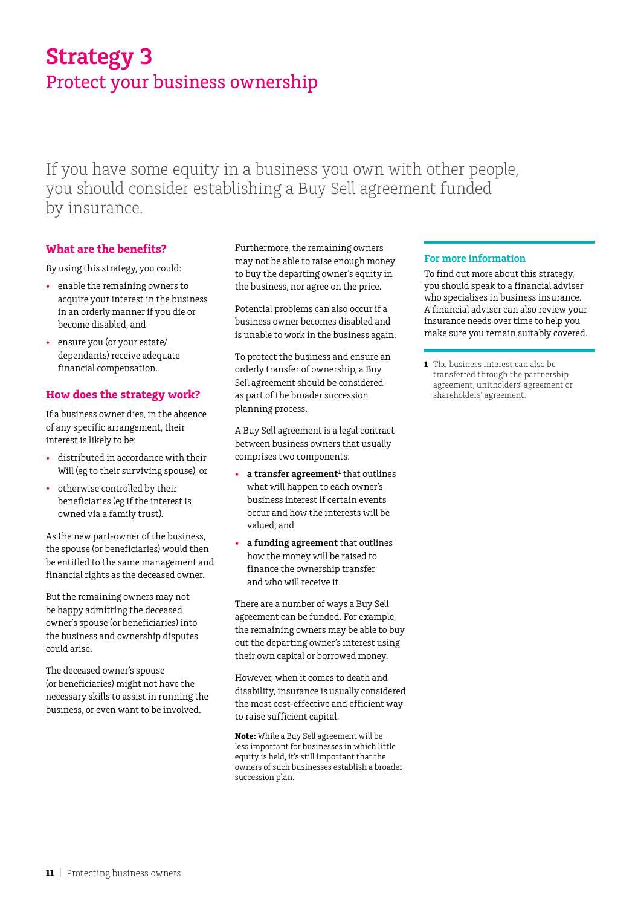# Strategy 3

## Protect your business ownership

If you have some equity in a business you own with other people, you should consider establishing a Buy Sell agreement funded by insurance.

### What are the benefits?

By using this strategy, you could:

- enable the remaining owners to acquire your interest in the business in an orderly manner if you die or become disabled, and
- ensure you (or your estate/dependants) receive adequate financial compensation.

### How does the strategy work?

If a business owner dies, in the absence of any specific arrangement, their interest is likely to be:

- distributed in accordance with their Will (eg to their surviving spouse), or
- otherwise controlled by their beneficiaries (eg if the interest is owned via a family trust).

As the new part-owner of the business, the spouse (or beneficiaries) would then be entitled to the same management and financial rights as the deceased owner.

But the remaining owners may not be happy admitting the deceased owner's spouse (or beneficiaries) into the business and ownership disputes could arise.

The deceased owner's spouse (or beneficiaries) might not have the necessary skills to assist in running the business, or even want to be involved.

Furthermore, the remaining owners may not be able to raise enough money to buy the departing owner's equity in the business, nor agree on the price.

Potential problems can also occur if a business owner becomes disabled and is unable to work in the business again.

To protect the business and ensure an orderly transfer of ownership, a Buy Sell agreement should be considered as part of the broader succession planning process.

A Buy Sell agreement is a legal contract between business owners that usually comprises two components:

- **a transfer agreement**[1] that outlines what will happen to each owner's business interest if certain events occur and how the interests will be valued, and
- **a funding agreement** that outlines how the money will be raised to finance the ownership transfer and who will receive it.

There are a number of ways a Buy Sell agreement can be funded. For example, the remaining owners may be able to buy out the departing owner's interest using their own capital or borrowed money.

However, when it comes to death and disability, insurance is usually considered the most cost-effective and efficient way to raise sufficient capital.

**Note:** While a Buy Sell agreement will be less important for businesses in which little equity is held, it's still important that the owners of such businesses establish a broader succession plan.

### For more information

To find out more about this strategy, you should speak to a financial adviser who specialises in business insurance. A financial adviser can also review your insurance needs over time to help you make sure you remain suitably covered.

1 The business interest can also be transferred through the partnership agreement, unitholders' agreement or shareholders' agreement.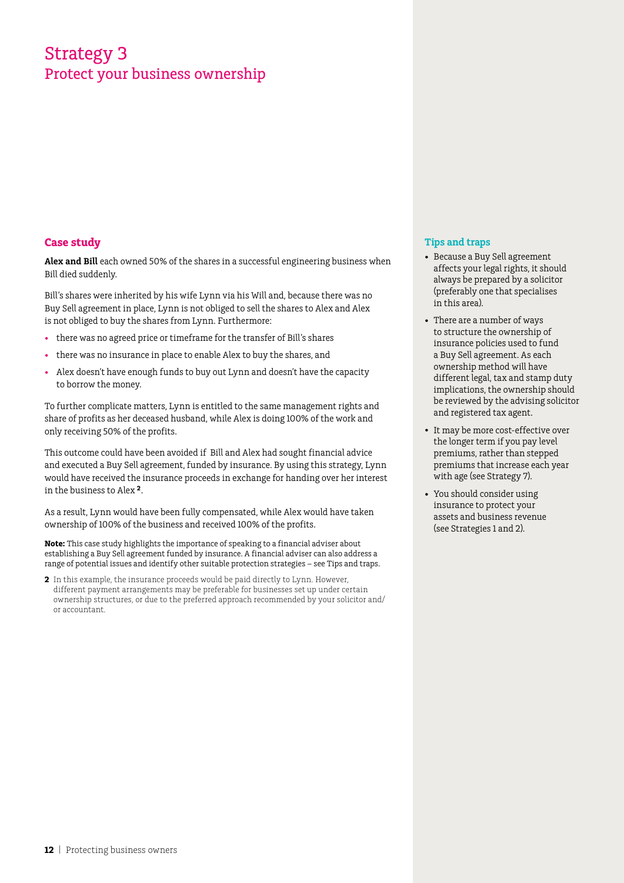# Strategy 3

## Protect your business ownership

### Case study

**Alex and Bill** each owned 50% of the shares in a successful engineering business when Bill died suddenly.

Bill's shares were inherited by his wife Lynn via his Will and, because there was no Buy Sell agreement in place, Lynn is not obliged to sell the shares to Alex and Alex is not obliged to buy the shares from Lynn. Furthermore:

- there was no agreed price or timeframe for the transfer of Bill's shares
- there was no insurance in place to enable Alex to buy the shares, and
- Alex doesn't have enough funds to buy out Lynn and doesn't have the capacity to borrow the money.

To further complicate matters, Lynn is entitled to the same management rights and share of profits as her deceased husband, while Alex is doing 100% of the work and only receiving 50% of the profits.

This outcome could have been avoided if Bill and Alex had sought financial advice and executed a Buy Sell agreement, funded by insurance. By using this strategy, Lynn would have received the insurance proceeds in exchange for handing over her interest in the business to Alex [2].

As a result, Lynn would have been fully compensated, while Alex would have taken ownership of 100% of the business and received 100% of the profits.

**Note:** This case study highlights the importance of speaking to a financial adviser about establishing a Buy Sell agreement funded by insurance. A financial adviser can also address a range of potential issues and identify other suitable protection strategies – see Tips and traps.

[2] In this example, the insurance proceeds would be paid directly to Lynn. However, different payment arrangements may be preferable for businesses set up under certain ownership structures, or due to the preferred approach recommended by your solicitor and/or accountant.

### Tips and traps

- Because a Buy Sell agreement affects your legal rights, it should always be prepared by a solicitor (preferably one that specialises in this area).
- There are a number of ways to structure the ownership of insurance policies used to fund a Buy Sell agreement. As each ownership method will have different legal, tax and stamp duty implications, the ownership should be reviewed by the advising solicitor and registered tax agent.
- It may be more cost-effective over the longer term if you pay level premiums, rather than stepped premiums that increase each year with age (see Strategy 7).
- You should consider using insurance to protect your assets and business revenue (see Strategies 1 and 2).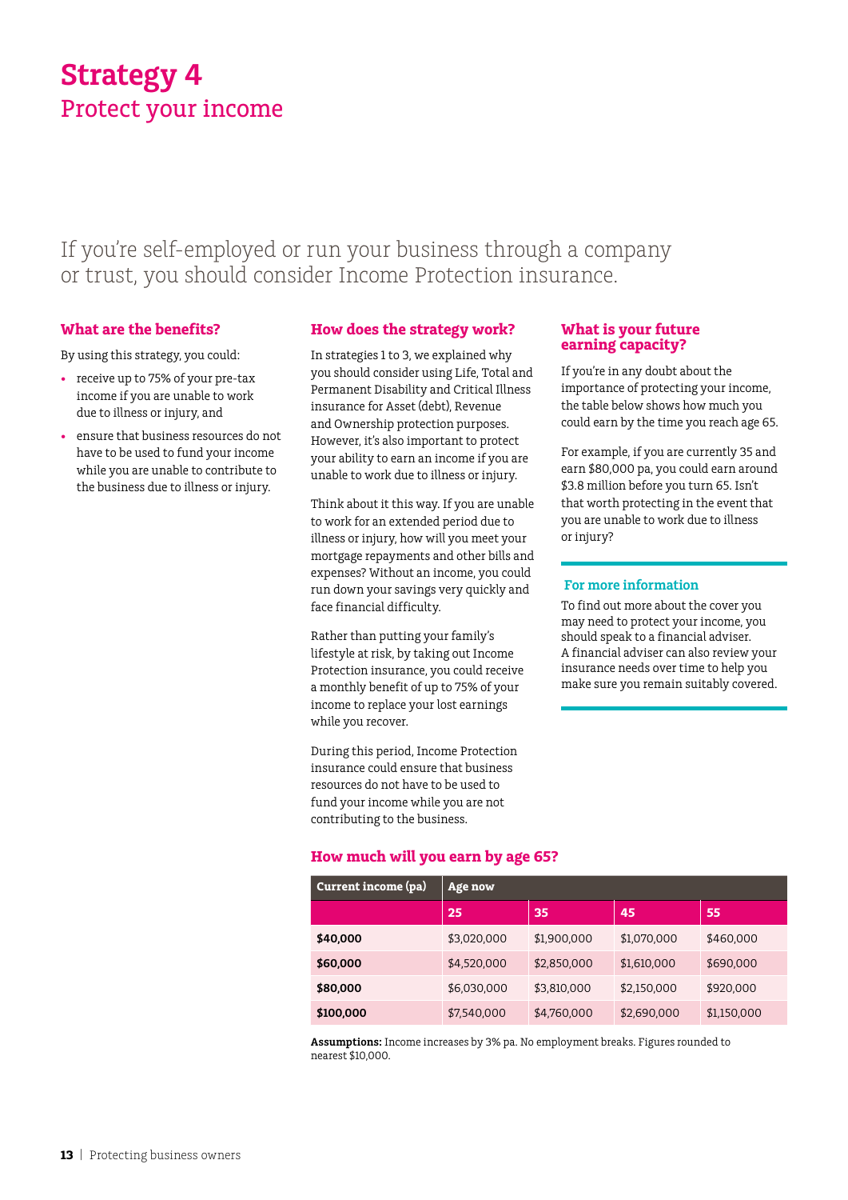# Strategy 4
## Protect your income

If you're self-employed or run your business through a company or trust, you should consider Income Protection insurance.

### What are the benefits?

By using this strategy, you could:

- receive up to 75% of your pre-tax income if you are unable to work due to illness or injury, and
- ensure that business resources do not have to be used to fund your income while you are unable to contribute to the business due to illness or injury.

### How does the strategy work?

In strategies 1 to 3, we explained why you should consider using Life, Total and Permanent Disability and Critical Illness insurance for Asset (debt), Revenue and Ownership protection purposes. However, it's also important to protect your ability to earn an income if you are unable to work due to illness or injury.

Think about it this way. If you are unable to work for an extended period due to illness or injury, how will you meet your mortgage repayments and other bills and expenses? Without an income, you could run down your savings very quickly and face financial difficulty.

Rather than putting your family's lifestyle at risk, by taking out Income Protection insurance, you could receive a monthly benefit of up to 75% of your income to replace your lost earnings while you recover.

During this period, Income Protection insurance could ensure that business resources do not have to be used to fund your income while you are not contributing to the business.

### What is your future earning capacity?

If you're in any doubt about the importance of protecting your income, the table below shows how much you could earn by the time you reach age 65.

For example, if you are currently 35 and earn $80,000 pa, you could earn around $3.8 million before you turn 65. Isn't that worth protecting in the event that you are unable to work due to illness or injury?

### For more information

To find out more about the cover you may need to protect your income, you should speak to a financial adviser. A financial adviser can also review your insurance needs over time to help you make sure you remain suitably covered.

### How much will you earn by age 65?

| Current income (pa) | Age now | | | |
|---|---|---|---|---|
| | 25 | 35 | 45 | 55 |
| **$40,000** | $3,020,000 | $1,900,000 | $1,070,000 | $460,000 |
| **$60,000** | $4,520,000 | $2,850,000 | $1,610,000 | $690,000 |
| **$80,000** | $6,030,000 | $3,810,000 | $2,150,000 | $920,000 |
| **$100,000** | $7,540,000 | $4,760,000 | $2,690,000 | $1,150,000 |

**Assumptions:** Income increases by 3% pa. No employment breaks. Figures rounded to nearest $10,000.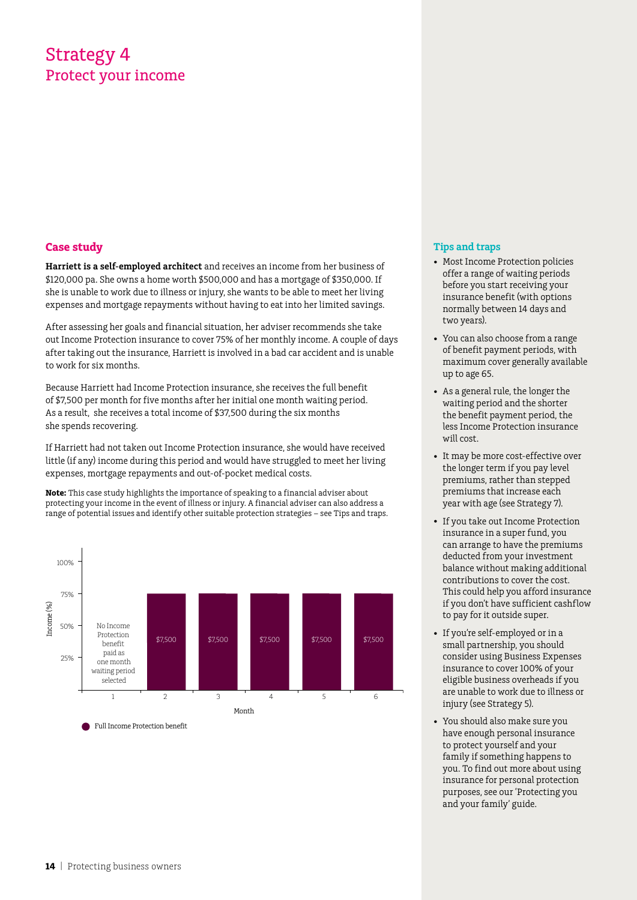# Strategy 4
## Protect your income

### Case study

**Harriett is a self-employed architect** and receives an income from her business of $120,000 pa. She owns a home worth $500,000 and has a mortgage of $350,000. If she is unable to work due to illness or injury, she wants to be able to meet her living expenses and mortgage repayments without having to eat into her limited savings.

After assessing her goals and financial situation, her adviser recommends she take out Income Protection insurance to cover 75% of her monthly income. A couple of days after taking out the insurance, Harriett is involved in a bad car accident and is unable to work for six months.

Because Harriett had Income Protection insurance, she receives the full benefit of $7,500 per month for five months after her initial one month waiting period. As a result, she receives a total income of $37,500 during the six months she spends recovering.

If Harriett had not taken out Income Protection insurance, she would have received little (if any) income during this period and would have struggled to meet her living expenses, mortgage repayments and out-of-pocket medical costs.

**Note:** This case study highlights the importance of speaking to a financial adviser about protecting your income in the event of illness or injury. A financial adviser can also address a range of potential issues and identify other suitable protection strategies – see Tips and traps.

| Month | Income (%) | Benefit |
|---|---|---|
| 1 | 0% | No Income Protection benefit paid as one month waiting period selected |
| 2 | 75% | $7,500 |
| 3 | 75% | $7,500 |
| 4 | 75% | $7,500 |
| 5 | 75% | $7,500 |
| 6 | 75% | $7,500 |

Full Income Protection benefit

### Tips and traps

- Most Income Protection policies offer a range of waiting periods before you start receiving your insurance benefit (with options normally between 14 days and two years).
- You can also choose from a range of benefit payment periods, with maximum cover generally available up to age 65.
- As a general rule, the longer the waiting period and the shorter the benefit payment period, the less Income Protection insurance will cost.
- It may be more cost-effective over the longer term if you pay level premiums, rather than stepped premiums that increase each year with age (see Strategy 7).
- If you take out Income Protection insurance in a super fund, you can arrange to have the premiums deducted from your investment balance without making additional contributions to cover the cost. This could help you afford insurance if you don't have sufficient cashflow to pay for it outside super.
- If you're self-employed or in a small partnership, you should consider using Business Expenses insurance to cover 100% of your eligible business overheads if you are unable to work due to illness or injury (see Strategy 5).
- You should also make sure you have enough personal insurance to protect yourself and your family if something happens to you. To find out more about using insurance for personal protection purposes, see our 'Protecting you and your family' guide.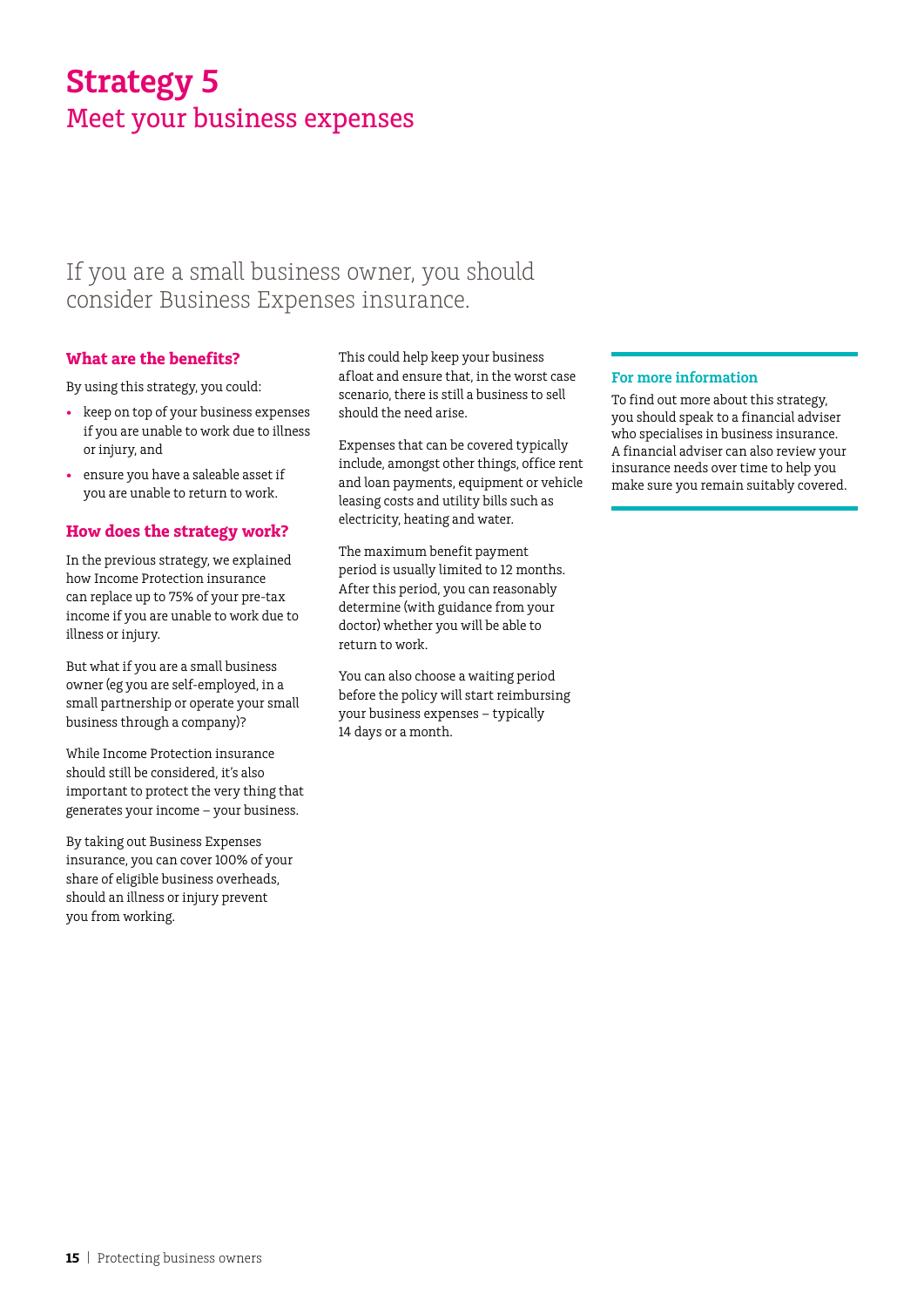# Strategy 5

## Meet your business expenses

If you are a small business owner, you should consider Business Expenses insurance.

### What are the benefits?

By using this strategy, you could:

- keep on top of your business expenses if you are unable to work due to illness or injury, and
- ensure you have a saleable asset if you are unable to return to work.

### How does the strategy work?

In the previous strategy, we explained how Income Protection insurance can replace up to 75% of your pre-tax income if you are unable to work due to illness or injury.

But what if you are a small business owner (eg you are self-employed, in a small partnership or operate your small business through a company)?

While Income Protection insurance should still be considered, it's also important to protect the very thing that generates your income – your business.

By taking out Business Expenses insurance, you can cover 100% of your share of eligible business overheads, should an illness or injury prevent you from working.

This could help keep your business afloat and ensure that, in the worst case scenario, there is still a business to sell should the need arise.

Expenses that can be covered typically include, amongst other things, office rent and loan payments, equipment or vehicle leasing costs and utility bills such as electricity, heating and water.

The maximum benefit payment period is usually limited to 12 months. After this period, you can reasonably determine (with guidance from your doctor) whether you will be able to return to work.

You can also choose a waiting period before the policy will start reimbursing your business expenses – typically 14 days or a month.

### For more information

To find out more about this strategy, you should speak to a financial adviser who specialises in business insurance. A financial adviser can also review your insurance needs over time to help you make sure you remain suitably covered.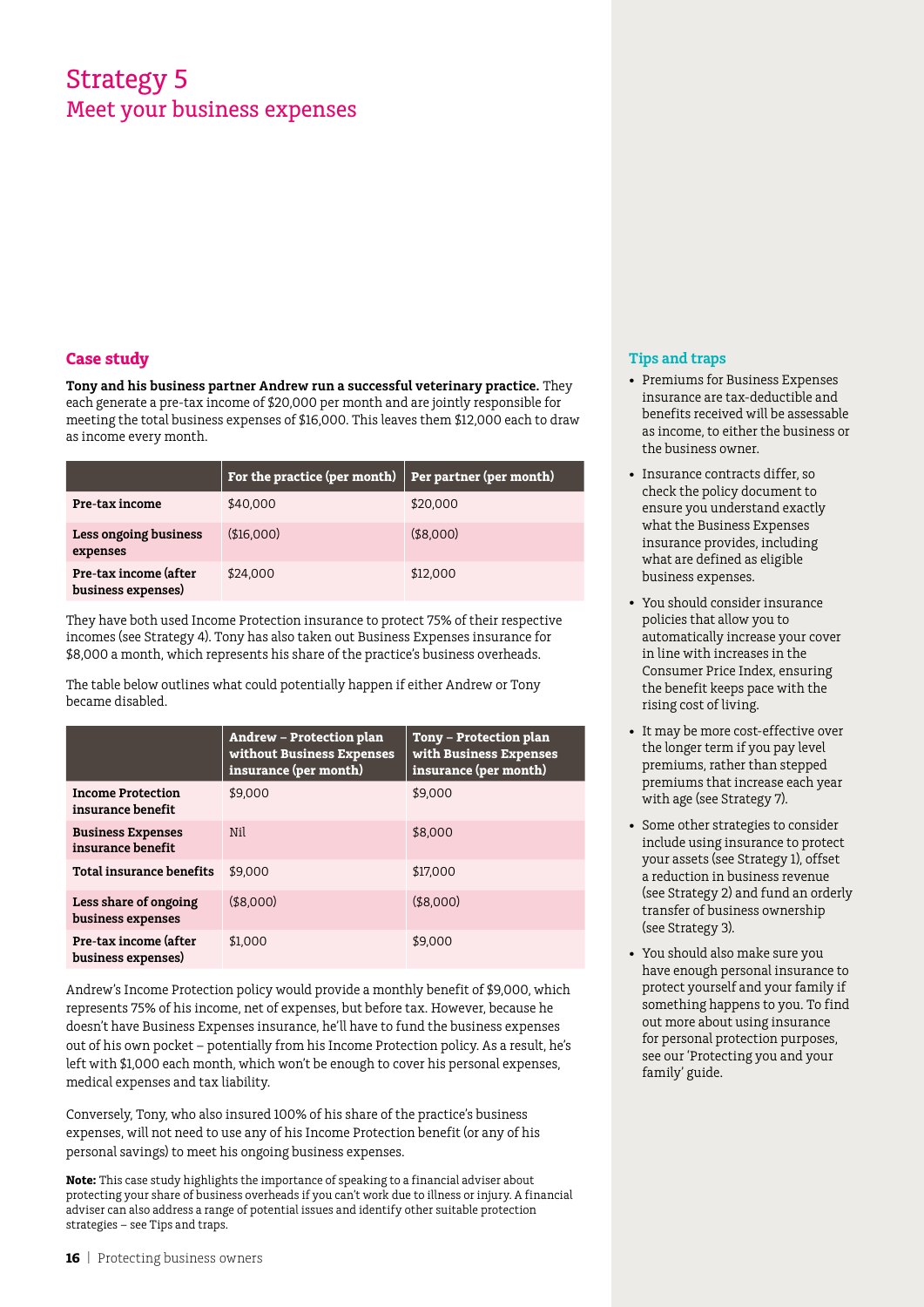# Strategy 5

## Meet your business expenses

### Case study

**Tony and his business partner Andrew run a successful veterinary practice.** They each generate a pre-tax income of $20,000 per month and are jointly responsible for meeting the total business expenses of $16,000. This leaves them $12,000 each to draw as income every month.

| | For the practice (per month) | Per partner (per month) |
|---|---|---|
| **Pre-tax income** | $40,000 | $20,000 |
| **Less ongoing business expenses** | ($16,000) | ($8,000) |
| **Pre-tax income (after business expenses)** | $24,000 | $12,000 |

They have both used Income Protection insurance to protect 75% of their respective incomes (see Strategy 4). Tony has also taken out Business Expenses insurance for $8,000 a month, which represents his share of the practice's business overheads.

The table below outlines what could potentially happen if either Andrew or Tony became disabled.

| | Andrew – Protection plan without Business Expenses insurance (per month) | Tony – Protection plan with Business Expenses insurance (per month) |
|---|---|---|
| **Income Protection insurance benefit** | $9,000 | $9,000 |
| **Business Expenses insurance benefit** | Nil | $8,000 |
| **Total insurance benefits** | $9,000 | $17,000 |
| **Less share of ongoing business expenses** | ($8,000) | ($8,000) |
| **Pre-tax income (after business expenses)** | $1,000 | $9,000 |

Andrew's Income Protection policy would provide a monthly benefit of $9,000, which represents 75% of his income, net of expenses, but before tax. However, because he doesn't have Business Expenses insurance, he'll have to fund the business expenses out of his own pocket – potentially from his Income Protection policy. As a result, he's left with $1,000 each month, which won't be enough to cover his personal expenses, medical expenses and tax liability.

Conversely, Tony, who also insured 100% of his share of the practice's business expenses, will not need to use any of his Income Protection benefit (or any of his personal savings) to meet his ongoing business expenses.

**Note:** This case study highlights the importance of speaking to a financial adviser about protecting your share of business overheads if you can't work due to illness or injury. A financial adviser can also address a range of potential issues and identify other suitable protection strategies – see Tips and traps.

### Tips and traps

- Premiums for Business Expenses insurance are tax-deductible and benefits received will be assessable as income, to either the business or the business owner.
- Insurance contracts differ, so check the policy document to ensure you understand exactly what the Business Expenses insurance provides, including what are defined as eligible business expenses.
- You should consider insurance policies that allow you to automatically increase your cover in line with increases in the Consumer Price Index, ensuring the benefit keeps pace with the rising cost of living.
- It may be more cost-effective over the longer term if you pay level premiums, rather than stepped premiums that increase each year with age (see Strategy 7).
- Some other strategies to consider include using insurance to protect your assets (see Strategy 1), offset a reduction in business revenue (see Strategy 2) and fund an orderly transfer of business ownership (see Strategy 3).
- You should also make sure you have enough personal insurance to protect yourself and your family if something happens to you. To find out more about using insurance for personal protection purposes, see our 'Protecting you and your family' guide.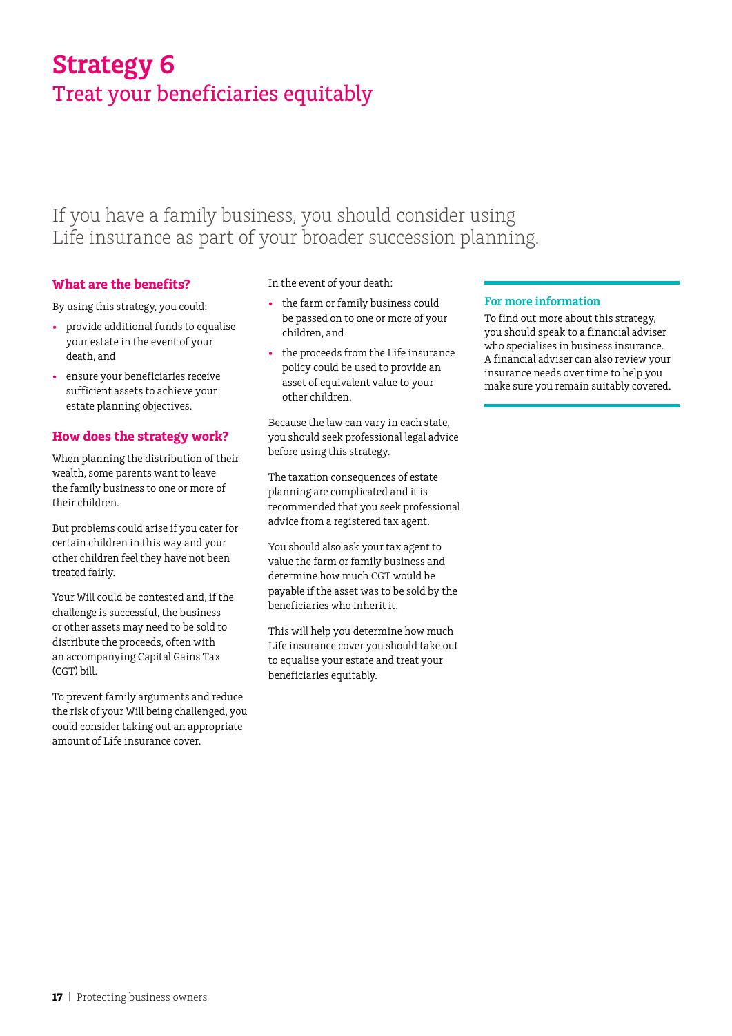# Strategy 6

## Treat your beneficiaries equitably

If you have a family business, you should consider using Life insurance as part of your broader succession planning.

### What are the benefits?

By using this strategy, you could:

- provide additional funds to equalise your estate in the event of your death, and
- ensure your beneficiaries receive sufficient assets to achieve your estate planning objectives.

### How does the strategy work?

When planning the distribution of their wealth, some parents want to leave the family business to one or more of their children.

But problems could arise if you cater for certain children in this way and your other children feel they have not been treated fairly.

Your Will could be contested and, if the challenge is successful, the business or other assets may need to be sold to distribute the proceeds, often with an accompanying Capital Gains Tax (CGT) bill.

To prevent family arguments and reduce the risk of your Will being challenged, you could consider taking out an appropriate amount of Life insurance cover.

In the event of your death:

- the farm or family business could be passed on to one or more of your children, and
- the proceeds from the Life insurance policy could be used to provide an asset of equivalent value to your other children.

Because the law can vary in each state, you should seek professional legal advice before using this strategy.

The taxation consequences of estate planning are complicated and it is recommended that you seek professional advice from a registered tax agent.

You should also ask your tax agent to value the farm or family business and determine how much CGT would be payable if the asset was to be sold by the beneficiaries who inherit it.

This will help you determine how much Life insurance cover you should take out to equalise your estate and treat your beneficiaries equitably.

### For more information

To find out more about this strategy, you should speak to a financial adviser who specialises in business insurance. A financial adviser can also review your insurance needs over time to help you make sure you remain suitably covered.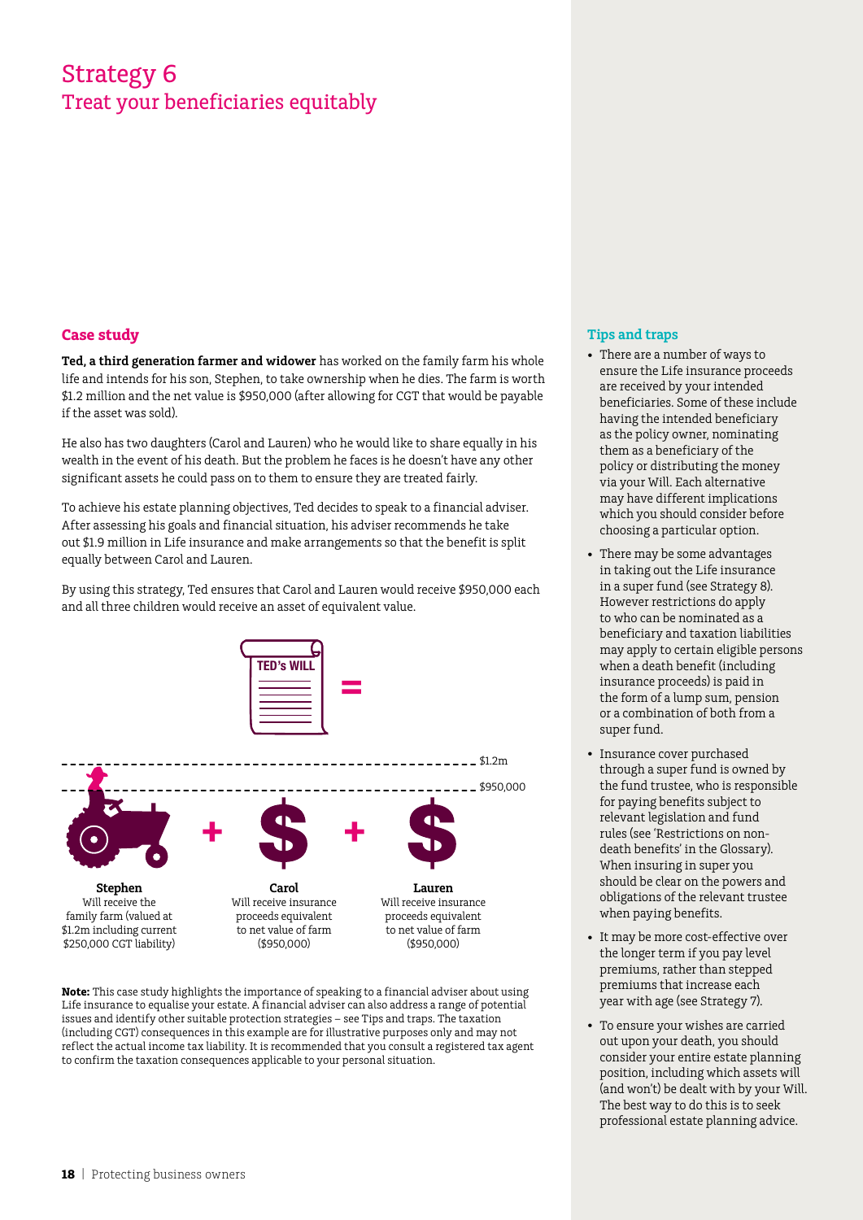# Strategy 6
## Treat your beneficiaries equitably

### Case study

**Ted, a third generation farmer and widower** has worked on the family farm his whole life and intends for his son, Stephen, to take ownership when he dies. The farm is worth $1.2 million and the net value is $950,000 (after allowing for CGT that would be payable if the asset was sold).

He also has two daughters (Carol and Lauren) who he would like to share equally in his wealth in the event of his death. But the problem he faces is he doesn't have any other significant assets he could pass on to them to ensure they are treated fairly.

To achieve his estate planning objectives, Ted decides to speak to a financial adviser. After assessing his goals and financial situation, his adviser recommends he take out $1.9 million in Life insurance and make arrangements so that the benefit is split equally between Carol and Lauren.

By using this strategy, Ted ensures that Carol and Lauren would receive $950,000 each and all three children would receive an asset of equivalent value.

TED's WILL =

$1.2m

$950,000

**Stephen**
Will receive the family farm (valued at $1.2m including current $250,000 CGT liability)

+

**Carol**
Will receive insurance proceeds equivalent to net value of farm ($950,000)

+

**Lauren**
Will receive insurance proceeds equivalent to net value of farm ($950,000)

**Note:** This case study highlights the importance of speaking to a financial adviser about using Life insurance to equalise your estate. A financial adviser can also address a range of potential issues and identify other suitable protection strategies – see Tips and traps. The taxation (including CGT) consequences in this example are for illustrative purposes only and may not reflect the actual income tax liability. It is recommended that you consult a registered tax agent to confirm the taxation consequences applicable to your personal situation.

### Tips and traps

- There are a number of ways to ensure the Life insurance proceeds are received by your intended beneficiaries. Some of these include having the intended beneficiary as the policy owner, nominating them as a beneficiary of the policy or distributing the money via your Will. Each alternative may have different implications which you should consider before choosing a particular option.
- There may be some advantages in taking out the Life insurance in a super fund (see Strategy 8). However restrictions do apply to who can be nominated as a beneficiary and taxation liabilities may apply to certain eligible persons when a death benefit (including insurance proceeds) is paid in the form of a lump sum, pension or a combination of both from a super fund.
- Insurance cover purchased through a super fund is owned by the fund trustee, who is responsible for paying benefits subject to relevant legislation and fund rules (see 'Restrictions on non-death benefits' in the Glossary). When insuring in super you should be clear on the powers and obligations of the relevant trustee when paying benefits.
- It may be more cost-effective over the longer term if you pay level premiums, rather than stepped premiums that increase each year with age (see Strategy 7).
- To ensure your wishes are carried out upon your death, you should consider your entire estate planning position, including which assets will (and won't) be dealt with by your Will. The best way to do this is to seek professional estate planning advice.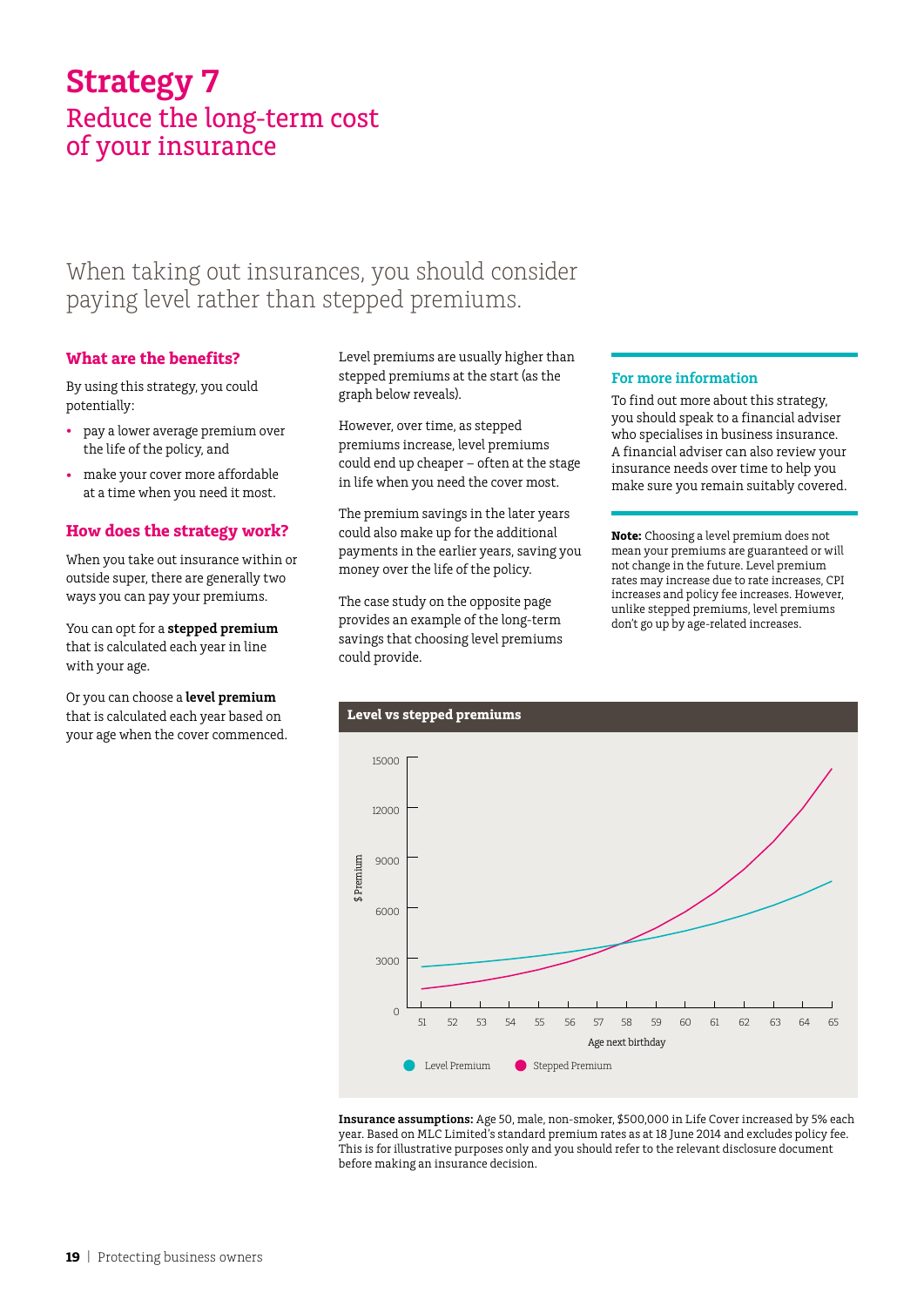# Strategy 7

## Reduce the long-term cost of your insurance

When taking out insurances, you should consider paying level rather than stepped premiums.

### What are the benefits?

By using this strategy, you could potentially:

- pay a lower average premium over the life of the policy, and
- make your cover more affordable at a time when you need it most.

### How does the strategy work?

When you take out insurance within or outside super, there are generally two ways you can pay your premiums.

You can opt for a **stepped premium** that is calculated each year in line with your age.

Or you can choose a **level premium** that is calculated each year based on your age when the cover commenced.

Level premiums are usually higher than stepped premiums at the start (as the graph below reveals).

However, over time, as stepped premiums increase, level premiums could end up cheaper – often at the stage in life when you need the cover most.

The premium savings in the later years could also make up for the additional payments in the earlier years, saving you money over the life of the policy.

The case study on the opposite page provides an example of the long-term savings that choosing level premiums could provide.

### For more information

To find out more about this strategy, you should speak to a financial adviser who specialises in business insurance. A financial adviser can also review your insurance needs over time to help you make sure you remain suitably covered.

**Note:** Choosing a level premium does not mean your premiums are guaranteed or will not change in the future. Level premium rates may increase due to rate increases, CPI increases and policy fee increases. However, unlike stepped premiums, level premiums don't go up by age-related increases.

**Level vs stepped premiums**

**Insurance assumptions:** Age 50, male, non-smoker, $500,000 in Life Cover increased by 5% each year. Based on MLC Limited's standard premium rates as at 18 June 2014 and excludes policy fee. This is for illustrative purposes only and you should refer to the relevant disclosure document before making an insurance decision.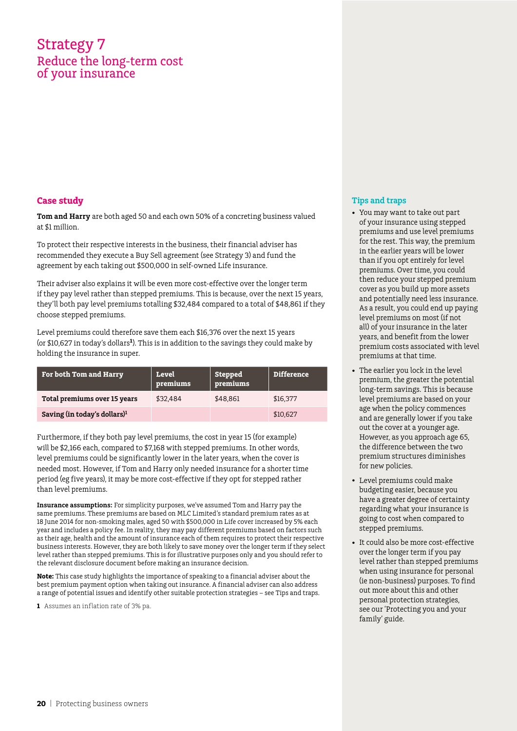# Strategy 7

## Reduce the long-term cost of your insurance

### Case study

**Tom and Harry** are both aged 50 and each own 50% of a concreting business valued at $1 million.

To protect their respective interests in the business, their financial adviser has recommended they execute a Buy Sell agreement (see Strategy 3) and fund the agreement by each taking out $500,000 in self-owned Life insurance.

Their adviser also explains it will be even more cost-effective over the longer term if they pay level rather than stepped premiums. This is because, over the next 15 years, they'll both pay level premiums totalling $32,484 compared to a total of $48,861 if they choose stepped premiums.

Level premiums could therefore save them each $16,376 over the next 15 years (or $10,627 in today's dollars[1]). This is in addition to the savings they could make by holding the insurance in super.

| For both Tom and Harry | Level premiums | Stepped premiums | Difference |
|---|---|---|---|
| **Total premiums over 15 years** | $32,484 | $48,861 | $16,377 |
| **Saving (in today's dollars)[1]** | | | $10,627 |

Furthermore, if they both pay level premiums, the cost in year 15 (for example) will be $2,166 each, compared to $7,168 with stepped premiums. In other words, level premiums could be significantly lower in the later years, when the cover is needed most. However, if Tom and Harry only needed insurance for a shorter time period (eg five years), it may be more cost-effective if they opt for stepped rather than level premiums.

**Insurance assumptions:** For simplicity purposes, we've assumed Tom and Harry pay the same premiums. These premiums are based on MLC Limited's standard premium rates as at 18 June 2014 for non-smoking males, aged 50 with $500,000 in Life cover increased by 5% each year and includes a policy fee. In reality, they may pay different premiums based on factors such as their age, health and the amount of insurance each of them requires to protect their respective business interests. However, they are both likely to save money over the longer term if they select level rather than stepped premiums. This is for illustrative purposes only and you should refer to the relevant disclosure document before making an insurance decision.

**Note:** This case study highlights the importance of speaking to a financial adviser about the best premium payment option when taking out insurance. A financial adviser can also address a range of potential issues and identify other suitable protection strategies – see Tips and traps.

**1** Assumes an inflation rate of 3% pa.

### Tips and traps

- You may want to take out part of your insurance using stepped premiums and use level premiums for the rest. This way, the premium in the earlier years will be lower than if you opt entirely for level premiums. Over time, you could then reduce your stepped premium cover as you build up more assets and potentially need less insurance. As a result, you could end up paying level premiums on most (if not all) of your insurance in the later years, and benefit from the lower premium costs associated with level premiums at that time.
- The earlier you lock in the level premium, the greater the potential long-term savings. This is because level premiums are based on your age when the policy commences and are generally lower if you take out the cover at a younger age. However, as you approach age 65, the difference between the two premium structures diminishes for new policies.
- Level premiums could make budgeting easier, because you have a greater degree of certainty regarding what your insurance is going to cost when compared to stepped premiums.
- It could also be more cost-effective over the longer term if you pay level rather than stepped premiums when using insurance for personal (ie non-business) purposes. To find out more about this and other personal protection strategies, see our 'Protecting you and your family' guide.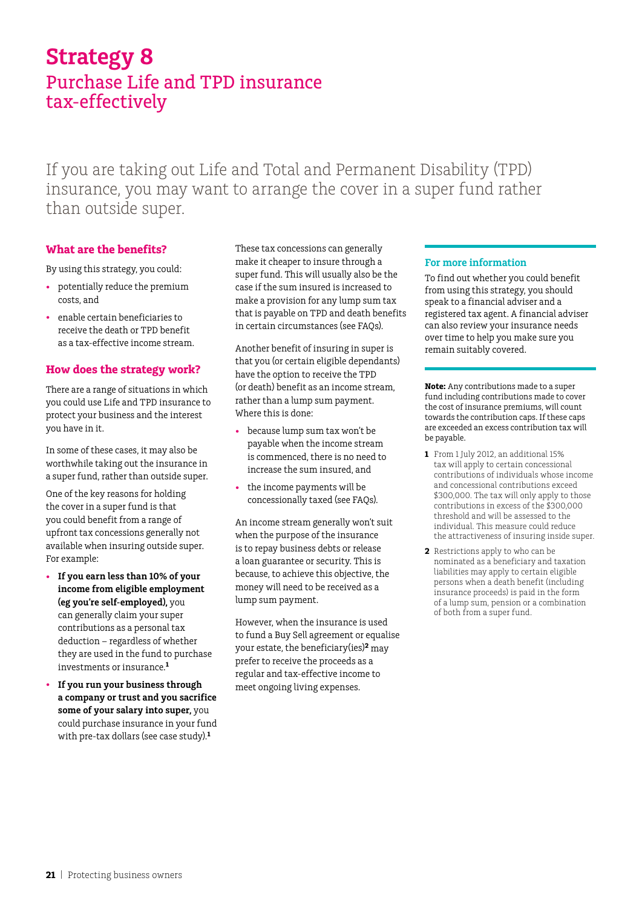# Strategy 8

## Purchase Life and TPD insurance tax-effectively

If you are taking out Life and Total and Permanent Disability (TPD) insurance, you may want to arrange the cover in a super fund rather than outside super.

### What are the benefits?

By using this strategy, you could:

- potentially reduce the premium costs, and
- enable certain beneficiaries to receive the death or TPD benefit as a tax-effective income stream.

### How does the strategy work?

There are a range of situations in which you could use Life and TPD insurance to protect your business and the interest you have in it.

In some of these cases, it may also be worthwhile taking out the insurance in a super fund, rather than outside super.

One of the key reasons for holding the cover in a super fund is that you could benefit from a range of upfront tax concessions generally not available when insuring outside super. For example:

- **If you earn less than 10% of your income from eligible employment (eg you're self-employed),** you can generally claim your super contributions as a personal tax deduction – regardless of whether they are used in the fund to purchase investments or insurance.[1]
- **If you run your business through a company or trust and you sacrifice some of your salary into super,** you could purchase insurance in your fund with pre-tax dollars (see case study).[1]

These tax concessions can generally make it cheaper to insure through a super fund. This will usually also be the case if the sum insured is increased to make a provision for any lump sum tax that is payable on TPD and death benefits in certain circumstances (see FAQs).

Another benefit of insuring in super is that you (or certain eligible dependants) have the option to receive the TPD (or death) benefit as an income stream, rather than a lump sum payment. Where this is done:

- because lump sum tax won't be payable when the income stream is commenced, there is no need to increase the sum insured, and
- the income payments will be concessionally taxed (see FAQs).

An income stream generally won't suit when the purpose of the insurance is to repay business debts or release a loan guarantee or security. This is because, to achieve this objective, the money will need to be received as a lump sum payment.

However, when the insurance is used to fund a Buy Sell agreement or equalise your estate, the beneficiary(ies)[2] may prefer to receive the proceeds as a regular and tax-effective income to meet ongoing living expenses.

### For more information

To find out whether you could benefit from using this strategy, you should speak to a financial adviser and a registered tax agent. A financial adviser can also review your insurance needs over time to help you make sure you remain suitably covered.

**Note:** Any contributions made to a super fund including contributions made to cover the cost of insurance premiums, will count towards the contribution caps. If these caps are exceeded an excess contribution tax will be payable.

1. From 1 July 2012, an additional 15% tax will apply to certain concessional contributions of individuals whose income and concessional contributions exceed $300,000. The tax will only apply to those contributions in excess of the $300,000 threshold and will be assessed to the individual. This measure could reduce the attractiveness of insuring inside super.
2. Restrictions apply to who can be nominated as a beneficiary and taxation liabilities may apply to certain eligible persons when a death benefit (including insurance proceeds) is paid in the form of a lump sum, pension or a combination of both from a super fund.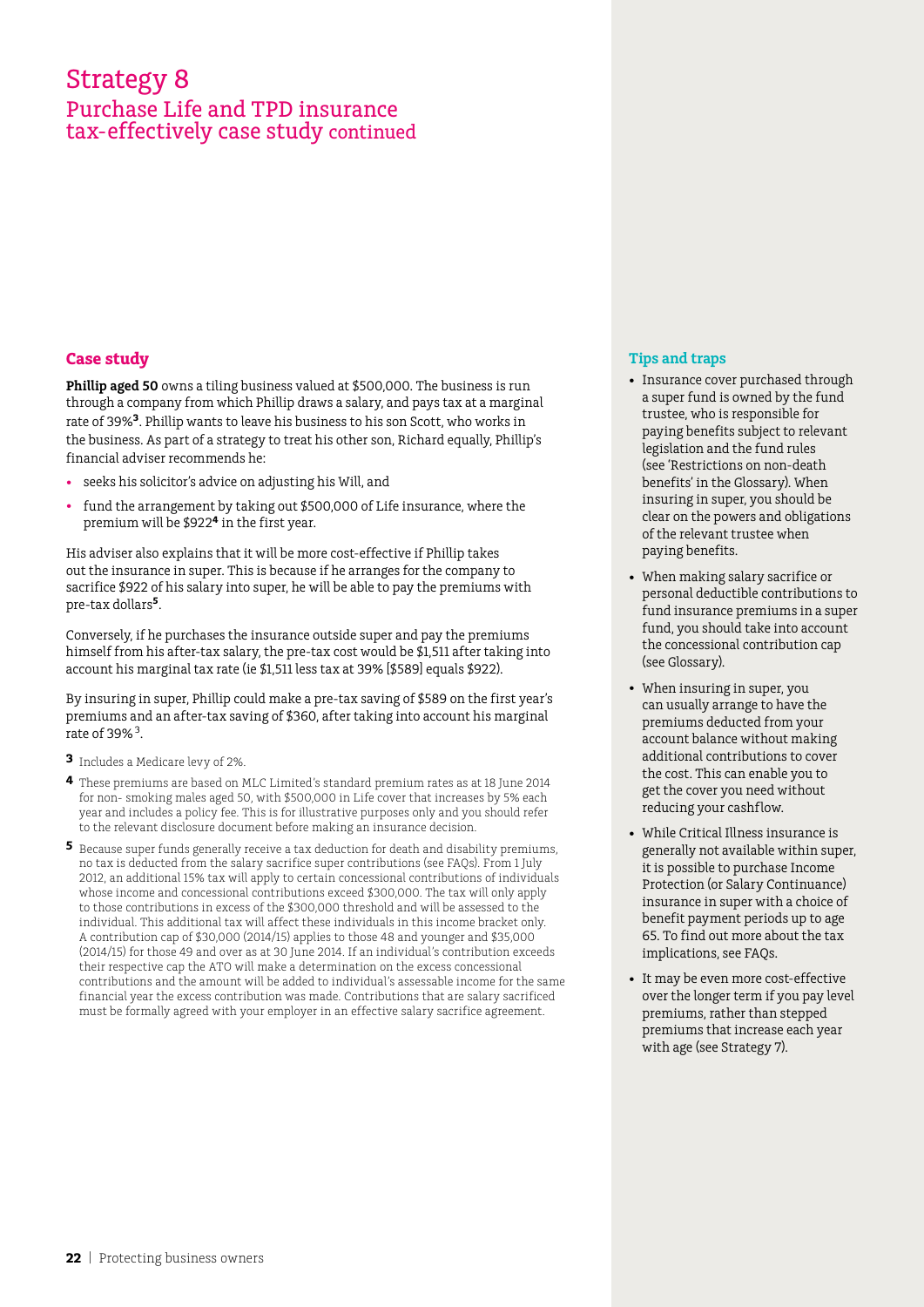# Strategy 8

## Purchase Life and TPD insurance tax-effectively case study continued

### Case study

**Phillip aged 50** owns a tiling business valued at $500,000. The business is run through a company from which Phillip draws a salary, and pays tax at a marginal rate of 39%[3]. Phillip wants to leave his business to his son Scott, who works in the business. As part of a strategy to treat his other son, Richard equally, Phillip's financial adviser recommends he:

- seeks his solicitor's advice on adjusting his Will, and
- fund the arrangement by taking out $500,000 of Life insurance, where the premium will be $922[4] in the first year.

His adviser also explains that it will be more cost-effective if Phillip takes out the insurance in super. This is because if he arranges for the company to sacrifice $922 of his salary into super, he will be able to pay the premiums with pre-tax dollars[5].

Conversely, if he purchases the insurance outside super and pay the premiums himself from his after-tax salary, the pre-tax cost would be $1,511 after taking into account his marginal tax rate (ie $1,511 less tax at 39% [$589] equals $922).

By insuring in super, Phillip could make a pre-tax saving of $589 on the first year's premiums and an after-tax saving of $360, after taking into account his marginal rate of 39%[3].

[3] Includes a Medicare levy of 2%.

[4] These premiums are based on MLC Limited's standard premium rates as at 18 June 2014 for non- smoking males aged 50, with $500,000 in Life cover that increases by 5% each year and includes a policy fee. This is for illustrative purposes only and you should refer to the relevant disclosure document before making an insurance decision.

[5] Because super funds generally receive a tax deduction for death and disability premiums, no tax is deducted from the salary sacrifice super contributions (see FAQs). From 1 July 2012, an additional 15% tax will apply to certain concessional contributions of individuals whose income and concessional contributions exceed $300,000. The tax will only apply to those contributions in excess of the $300,000 threshold and will be assessed to the individual. This additional tax will affect these individuals in this income bracket only. A contribution cap of $30,000 (2014/15) applies to those 48 and younger and $35,000 (2014/15) for those 49 and over as at 30 June 2014. If an individual's contribution exceeds their respective cap the ATO will make a determination on the excess concessional contributions and the amount will be added to individual's assessable income for the same financial year the excess contribution was made. Contributions that are salary sacrificed must be formally agreed with your employer in an effective salary sacrifice agreement.

### Tips and traps

- Insurance cover purchased through a super fund is owned by the fund trustee, who is responsible for paying benefits subject to relevant legislation and the fund rules (see 'Restrictions on non-death benefits' in the Glossary). When insuring in super, you should be clear on the powers and obligations of the relevant trustee when paying benefits.
- When making salary sacrifice or personal deductible contributions to fund insurance premiums in a super fund, you should take into account the concessional contribution cap (see Glossary).
- When insuring in super, you can usually arrange to have the premiums deducted from your account balance without making additional contributions to cover the cost. This can enable you to get the cover you need without reducing your cashflow.
- While Critical Illness insurance is generally not available within super, it is possible to purchase Income Protection (or Salary Continuance) insurance in super with a choice of benefit payment periods up to age 65. To find out more about the tax implications, see FAQs.
- It may be even more cost-effective over the longer term if you pay level premiums, rather than stepped premiums that increase each year with age (see Strategy 7).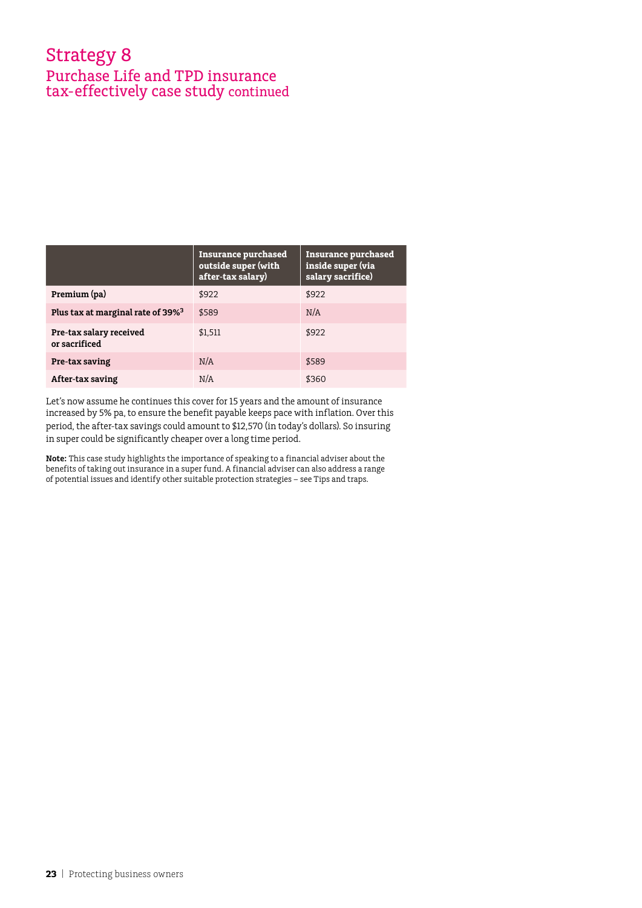# Strategy 8

## Purchase Life and TPD insurance tax-effectively case study continued

| | Insurance purchased outside super (with after-tax salary) | Insurance purchased inside super (via salary sacrifice) |
|---|---|---|
| **Premium (pa)** | $922 | $922 |
| **Plus tax at marginal rate of 39%[3]** | $589 | N/A |
| **Pre-tax salary received or sacrificed** | $1,511 | $922 |
| **Pre-tax saving** | N/A | $589 |
| **After-tax saving** | N/A | $360 |

Let's now assume he continues this cover for 15 years and the amount of insurance increased by 5% pa, to ensure the benefit payable keeps pace with inflation. Over this period, the after-tax savings could amount to $12,570 (in today's dollars). So insuring in super could be significantly cheaper over a long time period.

**Note:** This case study highlights the importance of speaking to a financial adviser about the benefits of taking out insurance in a super fund. A financial adviser can also address a range of potential issues and identify other suitable protection strategies – see Tips and traps.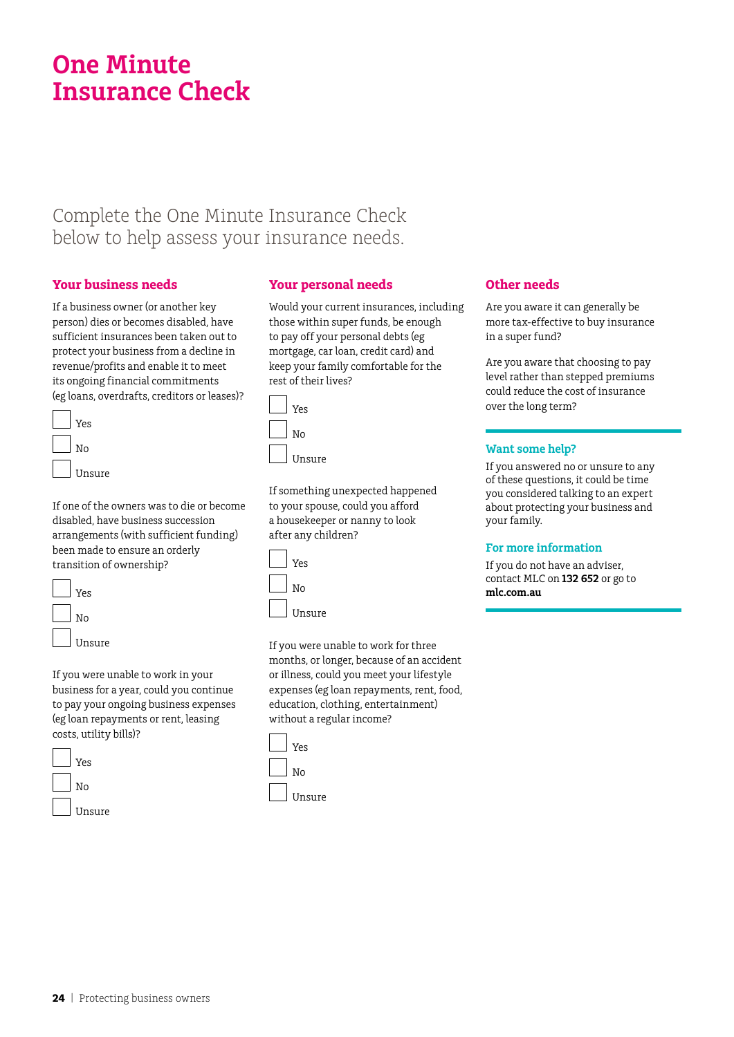# One Minute Insurance Check

Complete the One Minute Insurance Check below to help assess your insurance needs.

## Your business needs

If a business owner (or another key person) dies or becomes disabled, have sufficient insurances been taken out to protect your business from a decline in revenue/profits and enable it to meet its ongoing financial commitments (eg loans, overdrafts, creditors or leases)?

- [ ] Yes
- [ ] No
- [ ] Unsure

If one of the owners was to die or become disabled, have business succession arrangements (with sufficient funding) been made to ensure an orderly transition of ownership?

- [ ] Yes
- [ ] No
- [ ] Unsure

If you were unable to work in your business for a year, could you continue to pay your ongoing business expenses (eg loan repayments or rent, leasing costs, utility bills)?

- [ ] Yes
- [ ] No
- [ ] Unsure

## Your personal needs

Would your current insurances, including those within super funds, be enough to pay off your personal debts (eg mortgage, car loan, credit card) and keep your family comfortable for the rest of their lives?

- [ ] Yes
- [ ] No
- [ ] Unsure

If something unexpected happened to your spouse, could you afford a housekeeper or nanny to look after any children?

- [ ] Yes
- [ ] No
- [ ] Unsure

If you were unable to work for three months, or longer, because of an accident or illness, could you meet your lifestyle expenses (eg loan repayments, rent, food, education, clothing, entertainment) without a regular income?

- [ ] Yes
- [ ] No
- [ ] Unsure

## Other needs

Are you aware it can generally be more tax-effective to buy insurance in a super fund?

Are you aware that choosing to pay level rather than stepped premiums could reduce the cost of insurance over the long term?

### Want some help?

If you answered no or unsure to any of these questions, it could be time you considered talking to an expert about protecting your business and your family.

### For more information

If you do not have an adviser, contact MLC on **132 652** or go to **mlc.com.au**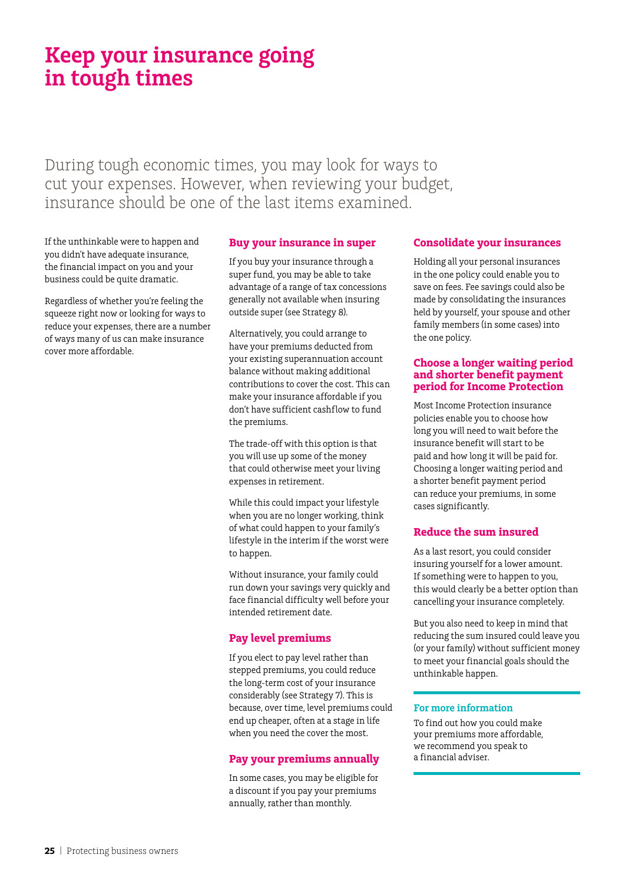# Keep your insurance going in tough times

During tough economic times, you may look for ways to cut your expenses. However, when reviewing your budget, insurance should be one of the last items examined.

If the unthinkable were to happen and you didn't have adequate insurance, the financial impact on you and your business could be quite dramatic.

Regardless of whether you're feeling the squeeze right now or looking for ways to reduce your expenses, there are a number of ways many of us can make insurance cover more affordable.

## Buy your insurance in super

If you buy your insurance through a super fund, you may be able to take advantage of a range of tax concessions generally not available when insuring outside super (see Strategy 8).

Alternatively, you could arrange to have your premiums deducted from your existing superannuation account balance without making additional contributions to cover the cost. This can make your insurance affordable if you don't have sufficient cashflow to fund the premiums.

The trade-off with this option is that you will use up some of the money that could otherwise meet your living expenses in retirement.

While this could impact your lifestyle when you are no longer working, think of what could happen to your family's lifestyle in the interim if the worst were to happen.

Without insurance, your family could run down your savings very quickly and face financial difficulty well before your intended retirement date.

## Pay level premiums

If you elect to pay level rather than stepped premiums, you could reduce the long-term cost of your insurance considerably (see Strategy 7). This is because, over time, level premiums could end up cheaper, often at a stage in life when you need the cover the most.

## Pay your premiums annually

In some cases, you may be eligible for a discount if you pay your premiums annually, rather than monthly.

## Consolidate your insurances

Holding all your personal insurances in the one policy could enable you to save on fees. Fee savings could also be made by consolidating the insurances held by yourself, your spouse and other family members (in some cases) into the one policy.

## Choose a longer waiting period and shorter benefit payment period for Income Protection

Most Income Protection insurance policies enable you to choose how long you will need to wait before the insurance benefit will start to be paid and how long it will be paid for. Choosing a longer waiting period and a shorter benefit payment period can reduce your premiums, in some cases significantly.

## Reduce the sum insured

As a last resort, you could consider insuring yourself for a lower amount. If something were to happen to you, this would clearly be a better option than cancelling your insurance completely.

But you also need to keep in mind that reducing the sum insured could leave you (or your family) without sufficient money to meet your financial goals should the unthinkable happen.

### For more information

To find out how you could make your premiums more affordable, we recommend you speak to a financial adviser.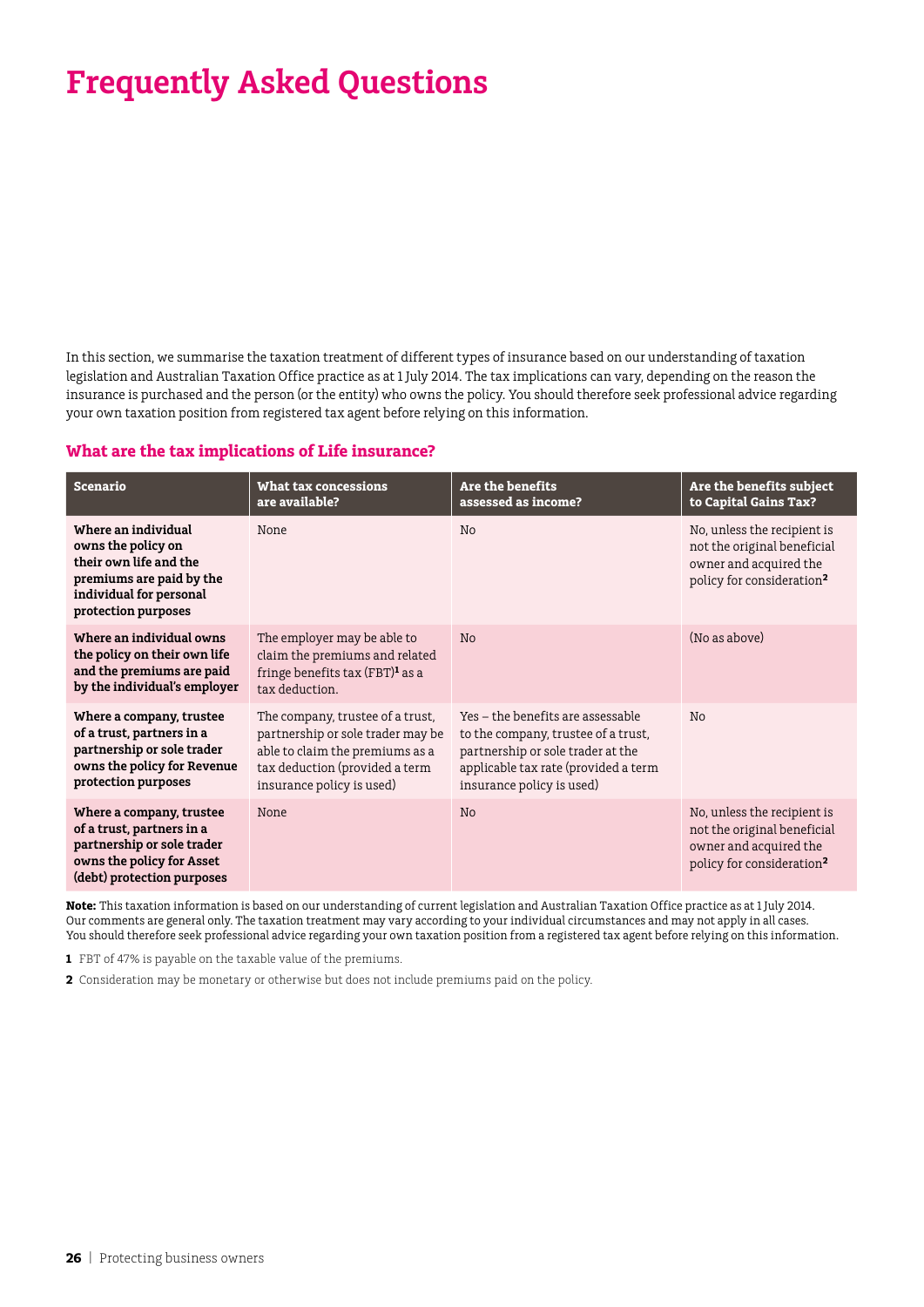# Frequently Asked Questions

In this section, we summarise the taxation treatment of different types of insurance based on our understanding of taxation legislation and Australian Taxation Office practice as at 1 July 2014. The tax implications can vary, depending on the reason the insurance is purchased and the person (or the entity) who owns the policy. You should therefore seek professional advice regarding your own taxation position from registered tax agent before relying on this information.

### What are the tax implications of Life insurance?

| Scenario | What tax concessions are available? | Are the benefits assessed as income? | Are the benefits subject to Capital Gains Tax? |
|---|---|---|---|
| **Where an individual owns the policy on their own life and the premiums are paid by the individual for personal protection purposes** | None | No | No, unless the recipient is not the original beneficial owner and acquired the policy for consideration[2] |
| **Where an individual owns the policy on their own life and the premiums are paid by the individual's employer** | The employer may be able to claim the premiums and related fringe benefits tax (FBT)[1] as a tax deduction. | No | (No as above) |
| **Where a company, trustee of a trust, partners in a partnership or sole trader owns the policy for Revenue protection purposes** | The company, trustee of a trust, partnership or sole trader may be able to claim the premiums as a tax deduction (provided a term insurance policy is used) | Yes – the benefits are assessable to the company, trustee of a trust, partnership or sole trader at the applicable tax rate (provided a term insurance policy is used) | No |
| **Where a company, trustee of a trust, partners in a partnership or sole trader owns the policy for Asset (debt) protection purposes** | None | No | No, unless the recipient is not the original beneficial owner and acquired the policy for consideration[2] |

**Note:** This taxation information is based on our understanding of current legislation and Australian Taxation Office practice as at 1 July 2014. Our comments are general only. The taxation treatment may vary according to your individual circumstances and may not apply in all cases. You should therefore seek professional advice regarding your own taxation position from a registered tax agent before relying on this information.

**1** FBT of 47% is payable on the taxable value of the premiums.

**2** Consideration may be monetary or otherwise but does not include premiums paid on the policy.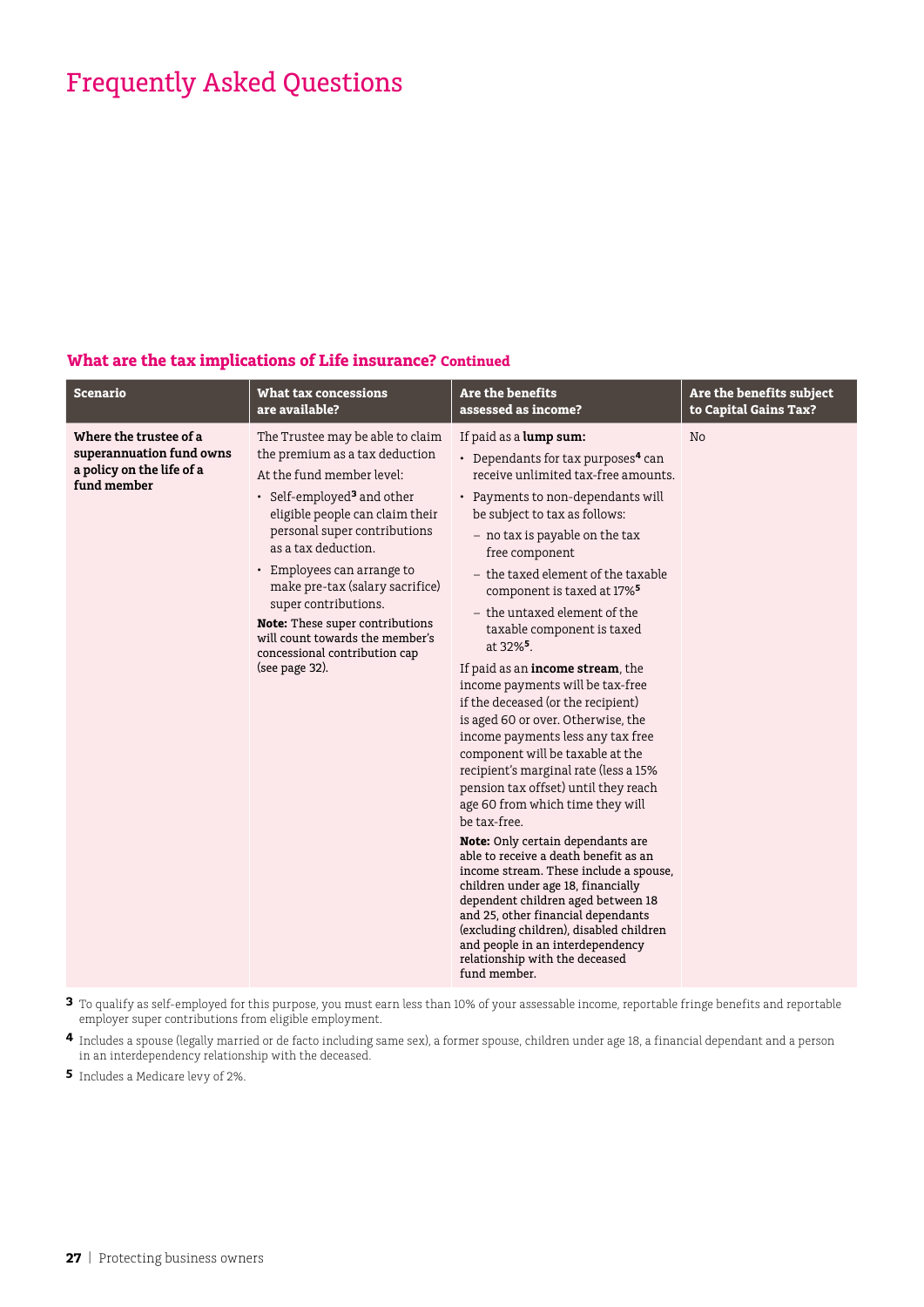# Frequently Asked Questions

### What are the tax implications of Life insurance? Continued

| Scenario | What tax concessions are available? | Are the benefits assessed as income? | Are the benefits subject to Capital Gains Tax? |
|---|---|---|---|
| **Where the trustee of a superannuation fund owns a policy on the life of a fund member** | The Trustee may be able to claim the premium as a tax deduction<br><br>At the fund member level:<br>• Self-employed[3] and other eligible people can claim their personal super contributions as a tax deduction.<br>• Employees can arrange to make pre-tax (salary sacrifice) super contributions.<br><br>**Note:** These super contributions will count towards the member's concessional contribution cap (see page 32). | If paid as a **lump sum:**<br>• Dependants for tax purposes[4] can receive unlimited tax-free amounts.<br>• Payments to non-dependants will be subject to tax as follows:<br>– no tax is payable on the tax free component<br>– the taxed element of the taxable component is taxed at 17%[5]<br>– the untaxed element of the taxable component is taxed at 32%[5].<br><br>If paid as an **income stream**, the income payments will be tax-free if the deceased (or the recipient) is aged 60 or over. Otherwise, the income payments less any tax free component will be taxable at the recipient's marginal rate (less a 15% pension tax offset) until they reach age 60 from which time they will be tax-free.<br><br>**Note:** Only certain dependants are able to receive a death benefit as an income stream. These include a spouse, children under age 18, financially dependent children aged between 18 and 25, other financial dependants (excluding children), disabled children and people in an interdependency relationship with the deceased fund member. | No |

[3] To qualify as self-employed for this purpose, you must earn less than 10% of your assessable income, reportable fringe benefits and reportable employer super contributions from eligible employment.

[4] Includes a spouse (legally married or de facto including same sex), a former spouse, children under age 18, a financial dependant and a person in an interdependency relationship with the deceased.

[5] Includes a Medicare levy of 2%.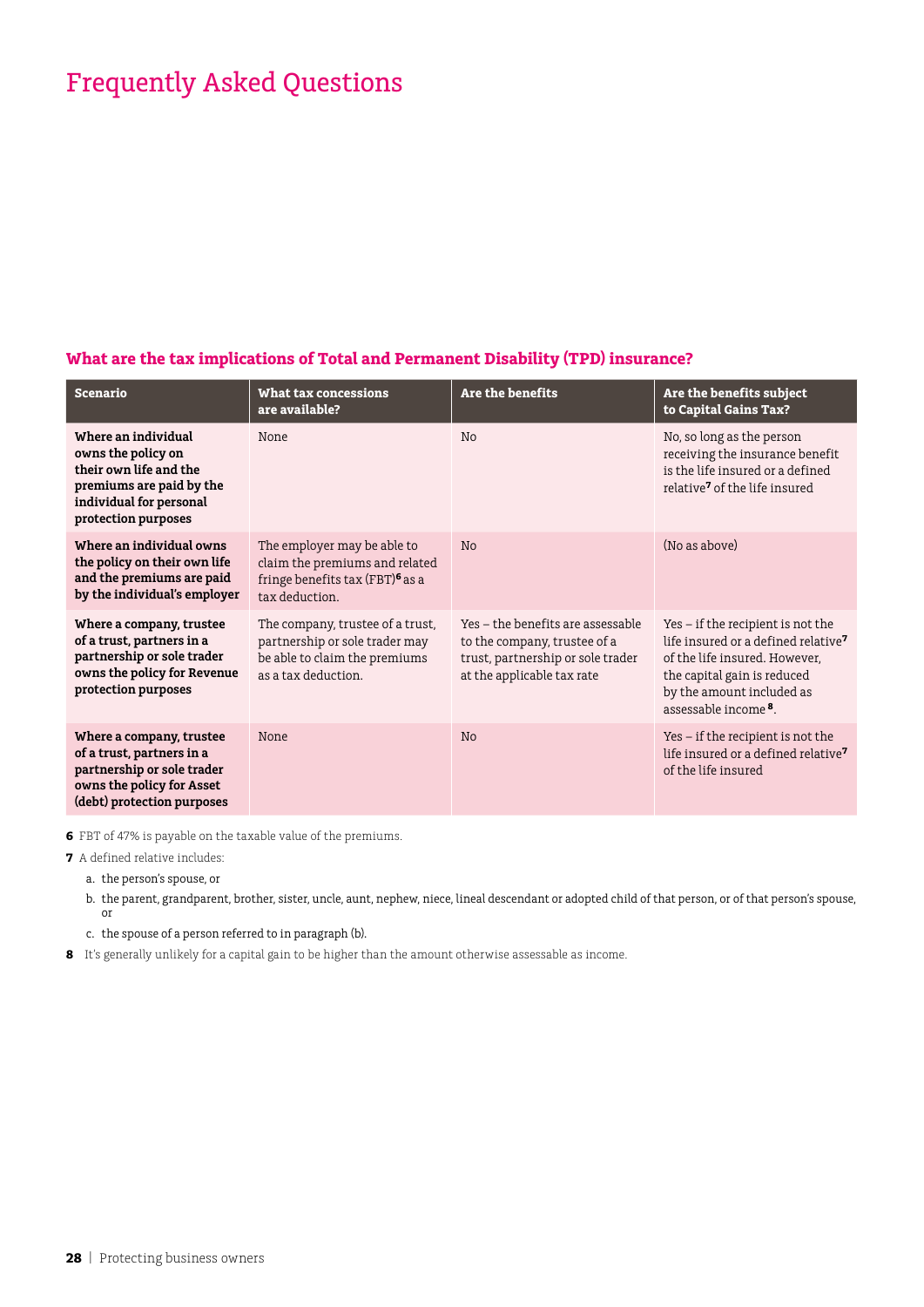# Frequently Asked Questions

### What are the tax implications of Total and Permanent Disability (TPD) insurance?

| Scenario | What tax concessions are available? | Are the benefits | Are the benefits subject to Capital Gains Tax? |
|---|---|---|---|
| **Where an individual owns the policy on their own life and the premiums are paid by the individual for personal protection purposes** | None | No | No, so long as the person receiving the insurance benefit is the life insured or a defined relative[7] of the life insured |
| **Where an individual owns the policy on their own life and the premiums are paid by the individual's employer** | The employer may be able to claim the premiums and related fringe benefits tax (FBT)[6] as a tax deduction. | No | (No as above) |
| **Where a company, trustee of a trust, partners in a partnership or sole trader owns the policy for Revenue protection purposes** | The company, trustee of a trust, partnership or sole trader may be able to claim the premiums as a tax deduction. | Yes – the benefits are assessable to the company, trustee of a trust, partnership or sole trader at the applicable tax rate | Yes – if the recipient is not the life insured or a defined relative[7] of the life insured. However, the capital gain is reduced by the amount included as assessable income[8]. |
| **Where a company, trustee of a trust, partners in a partnership or sole trader owns the policy for Asset (debt) protection purposes** | None | No | Yes – if the recipient is not the life insured or a defined relative[7] of the life insured |

**6** FBT of 47% is payable on the taxable value of the premiums.

**7** A defined relative includes:

a. the person's spouse, or

b. the parent, grandparent, brother, sister, uncle, aunt, nephew, niece, lineal descendant or adopted child of that person, or of that person's spouse, or

c. the spouse of a person referred to in paragraph (b).

**8** It's generally unlikely for a capital gain to be higher than the amount otherwise assessable as income.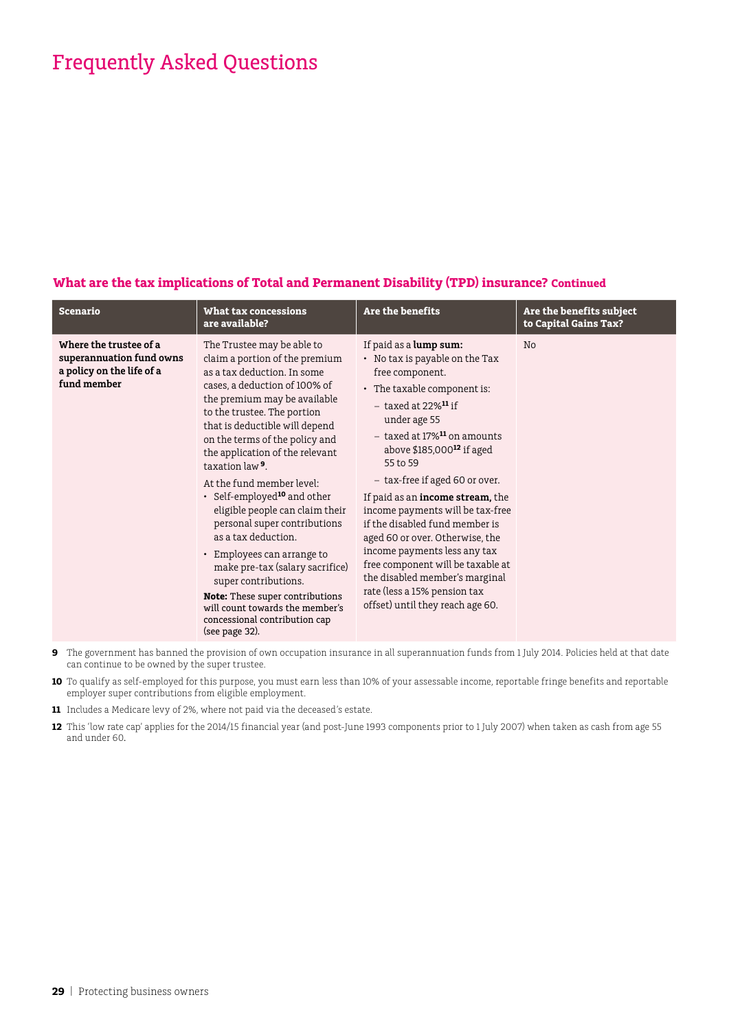# Frequently Asked Questions

### What are the tax implications of Total and Permanent Disability (TPD) insurance? Continued

| Scenario | What tax concessions are available? | Are the benefits | Are the benefits subject to Capital Gains Tax? |
|---|---|---|---|
| **Where the trustee of a superannuation fund owns a policy on the life of a fund member** | The Trustee may be able to claim a portion of the premium as a tax deduction. In some cases, a deduction of 100% of the premium may be available to the trustee. The portion that is deductible will depend on the terms of the policy and the application of the relevant taxation law [9].<br><br>At the fund member level:<br>• Self-employed[10] and other eligible people can claim their personal super contributions as a tax deduction.<br>• Employees can arrange to make pre-tax (salary sacrifice) super contributions.<br><br>**Note:** These super contributions will count towards the member's concessional contribution cap (see page 32). | If paid as a **lump sum:**<br>• No tax is payable on the Tax free component.<br>• The taxable component is:<br>– taxed at 22%[11] if under age 55<br>– taxed at 17%[11] on amounts above $185,000[12] if aged 55 to 59<br>– tax-free if aged 60 or over.<br><br>If paid as an **income stream,** the income payments will be tax-free if the disabled fund member is aged 60 or over. Otherwise, the income payments less any tax free component will be taxable at the disabled member's marginal rate (less a 15% pension tax offset) until they reach age 60. | No |

**9** The government has banned the provision of own occupation insurance in all superannuation funds from 1 July 2014. Policies held at that date can continue to be owned by the super trustee.

**10** To qualify as self-employed for this purpose, you must earn less than 10% of your assessable income, reportable fringe benefits and reportable employer super contributions from eligible employment.

**11** Includes a Medicare levy of 2%, where not paid via the deceased's estate.

**12** This 'low rate cap' applies for the 2014/15 financial year (and post-June 1993 components prior to 1 July 2007) when taken as cash from age 55 and under 60.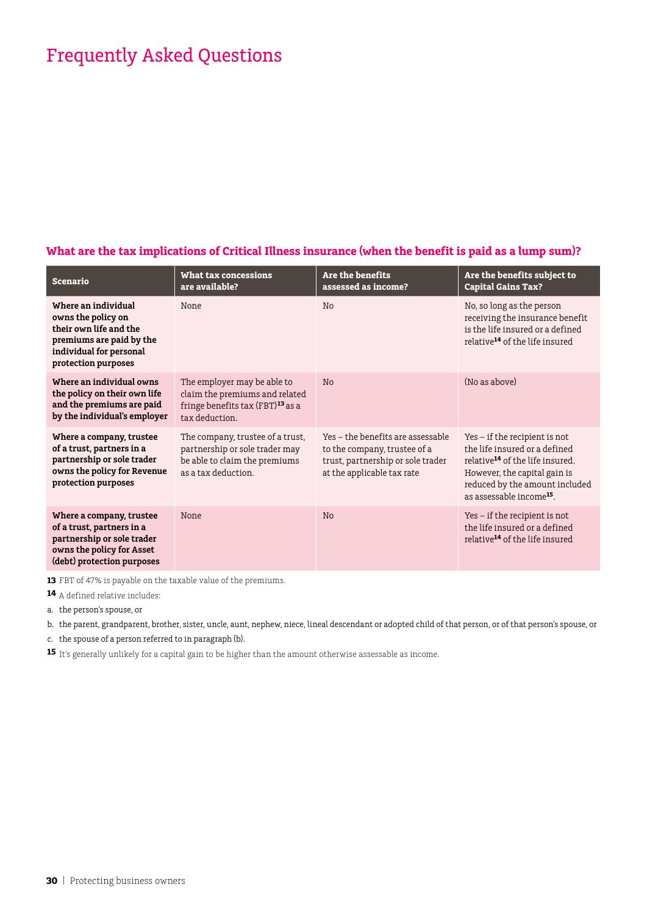# Frequently Asked Questions

### What are the tax implications of Critical Illness insurance (when the benefit is paid as a lump sum)?

| Scenario | What tax concessions are available? | Are the benefits assessed as income? | Are the benefits subject to Capital Gains Tax? |
|---|---|---|---|
| **Where an individual owns the policy on their own life and the premiums are paid by the individual for personal protection purposes** | None | No | No, so long as the person receiving the insurance benefit is the life insured or a defined relative[14] of the life insured |
| **Where an individual owns the policy on their own life and the premiums are paid by the individual's employer** | The employer may be able to claim the premiums and related fringe benefits tax (FBT)[13] as a tax deduction. | No | (No as above) |
| **Where a company, trustee of a trust, partners in a partnership or sole trader owns the policy for Revenue protection purposes** | The company, trustee of a trust, partnership or sole trader may be able to claim the premiums as a tax deduction. | Yes – the benefits are assessable to the company, trustee of a trust, partnership or sole trader at the applicable tax rate | Yes – if the recipient is not the life insured or a defined relative[14] of the life insured. However, the capital gain is reduced by the amount included as assessable income[15]. |
| **Where a company, trustee of a trust, partners in a partnership or sole trader owns the policy for Asset (debt) protection purposes** | None | No | Yes – if the recipient is not the life insured or a defined relative[14] of the life insured |

**13** FBT of 47% is payable on the taxable value of the premiums.

**14** A defined relative includes:

a. the person's spouse, or

b. the parent, grandparent, brother, sister, uncle, aunt, nephew, niece, lineal descendant or adopted child of that person, or of that person's spouse, or

c. the spouse of a person referred to in paragraph (b).

**15** It's generally unlikely for a capital gain to be higher than the amount otherwise assessable as income.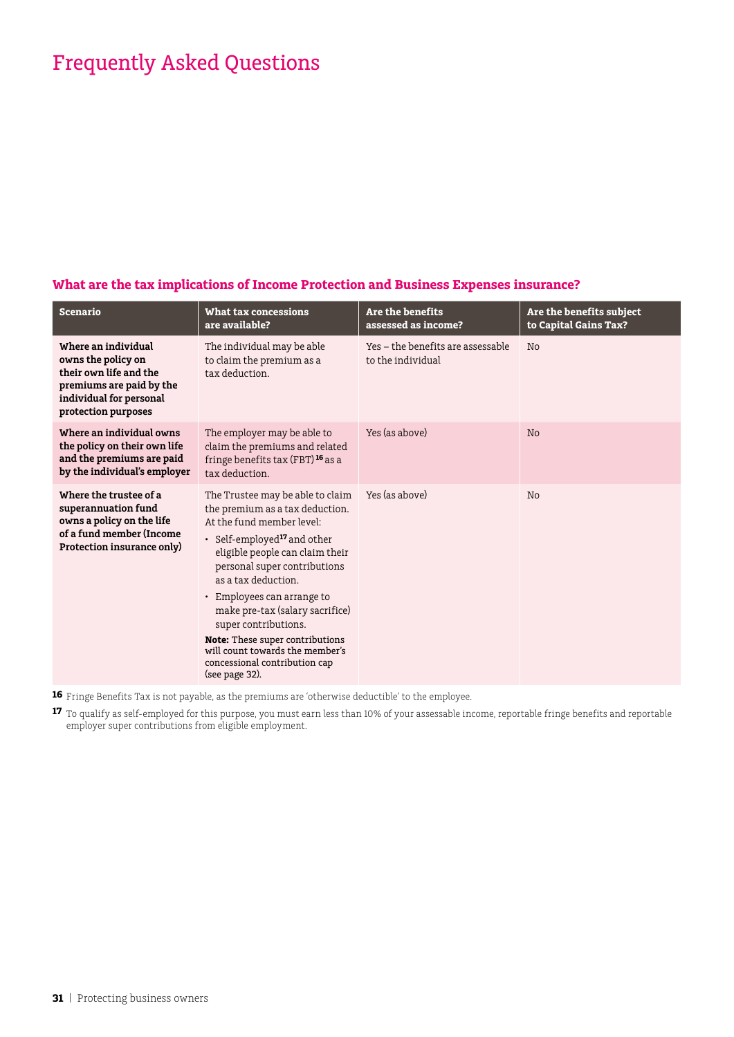# Frequently Asked Questions

### What are the tax implications of Income Protection and Business Expenses insurance?

| Scenario | What tax concessions are available? | Are the benefits assessed as income? | Are the benefits subject to Capital Gains Tax? |
|---|---|---|---|
| **Where an individual owns the policy on their own life and the premiums are paid by the individual for personal protection purposes** | The individual may be able to claim the premium as a tax deduction. | Yes – the benefits are assessable to the individual | No |
| **Where an individual owns the policy on their own life and the premiums are paid by the individual's employer** | The employer may be able to claim the premiums and related fringe benefits tax (FBT)[16] as a tax deduction. | Yes (as above) | No |
| **Where the trustee of a superannuation fund owns a policy on the life of a fund member (Income Protection insurance only)** | The Trustee may be able to claim the premium as a tax deduction. At the fund member level: <br>• Self-employed[17] and other eligible people can claim their personal super contributions as a tax deduction. <br>• Employees can arrange to make pre-tax (salary sacrifice) super contributions. <br>**Note:** These super contributions will count towards the member's concessional contribution cap (see page 32). | Yes (as above) | No |

**16** Fringe Benefits Tax is not payable, as the premiums are 'otherwise deductible' to the employee.

**17** To qualify as self-employed for this purpose, you must earn less than 10% of your assessable income, reportable fringe benefits and reportable employer super contributions from eligible employment.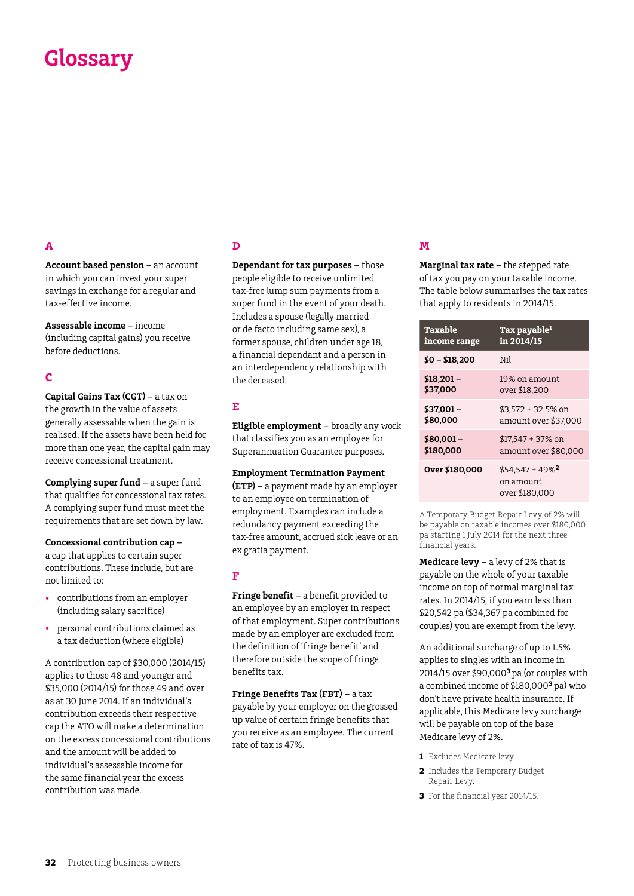# Glossary

## A

**Account based pension** – an account in which you can invest your super savings in exchange for a regular and tax-effective income.

**Assessable income** – income (including capital gains) you receive before deductions.

## C

**Capital Gains Tax (CGT)** – a tax on the growth in the value of assets generally assessable when the gain is realised. If the assets have been held for more than one year, the capital gain may receive concessional treatment.

**Complying super fund** – a super fund that qualifies for concessional tax rates. A complying super fund must meet the requirements that are set down by law.

**Concessional contribution cap** – a cap that applies to certain super contributions. These include, but are not limited to:

- contributions from an employer (including salary sacrifice)
- personal contributions claimed as a tax deduction (where eligible)

A contribution cap of $30,000 (2014/15) applies to those 48 and younger and $35,000 (2014/15) for those 49 and over as at 30 June 2014. If an individual's contribution exceeds their respective cap the ATO will make a determination on the excess concessional contributions and the amount will be added to individual's assessable income for the same financial year the excess contribution was made.

## D

**Dependant for tax purposes** – those people eligible to receive unlimited tax-free lump sum payments from a super fund in the event of your death. Includes a spouse (legally married or de facto including same sex), a former spouse, children under age 18, a financial dependant and a person in an interdependency relationship with the deceased.

## E

**Eligible employment** – broadly any work that classifies you as an employee for Superannuation Guarantee purposes.

**Employment Termination Payment (ETP)** – a payment made by an employer to an employee on termination of employment. Examples can include a redundancy payment exceeding the tax-free amount, accrued sick leave or an ex gratia payment.

## F

**Fringe benefit** – a benefit provided to an employee by an employer in respect of that employment. Super contributions made by an employer are excluded from the definition of 'fringe benefit' and therefore outside the scope of fringe benefits tax.

**Fringe Benefits Tax (FBT)** – a tax payable by your employer on the grossed up value of certain fringe benefits that you receive as an employee. The current rate of tax is 47%.

## M

**Marginal tax rate** – the stepped rate of tax you pay on your taxable income. The table below summarises the tax rates that apply to residents in 2014/15.

| Taxable income range | Tax payable[1] in 2014/15 |
|---|---|
| **$0 – $18,200** | Nil |
| **$18,201 – $37,000** | 19% on amount over $18,200 |
| **$37,001 – $80,000** | $3,572 + 32.5% on amount over $37,000 |
| **$80,001 – $180,000** | $17,547 + 37% on amount over $80,000 |
| **Over $180,000** | $54,547 + 49%[2] on amount over $180,000 |

A Temporary Budget Repair Levy of 2% will be payable on taxable incomes over $180,000 pa starting 1 July 2014 for the next three financial years.

**Medicare levy** – a levy of 2% that is payable on the whole of your taxable income on top of normal marginal tax rates. In 2014/15, if you earn less than $20,542 pa ($34,367 pa combined for couples) you are exempt from the levy.

An additional surcharge of up to 1.5% applies to singles with an income in 2014/15 over $90,000[3] pa (or couples with a combined income of $180,000[3] pa) who don't have private health insurance. If applicable, this Medicare levy surcharge will be payable on top of the base Medicare levy of 2%.

1. Excludes Medicare levy.
2. Includes the Temporary Budget Repair Levy.
3. For the financial year 2014/15.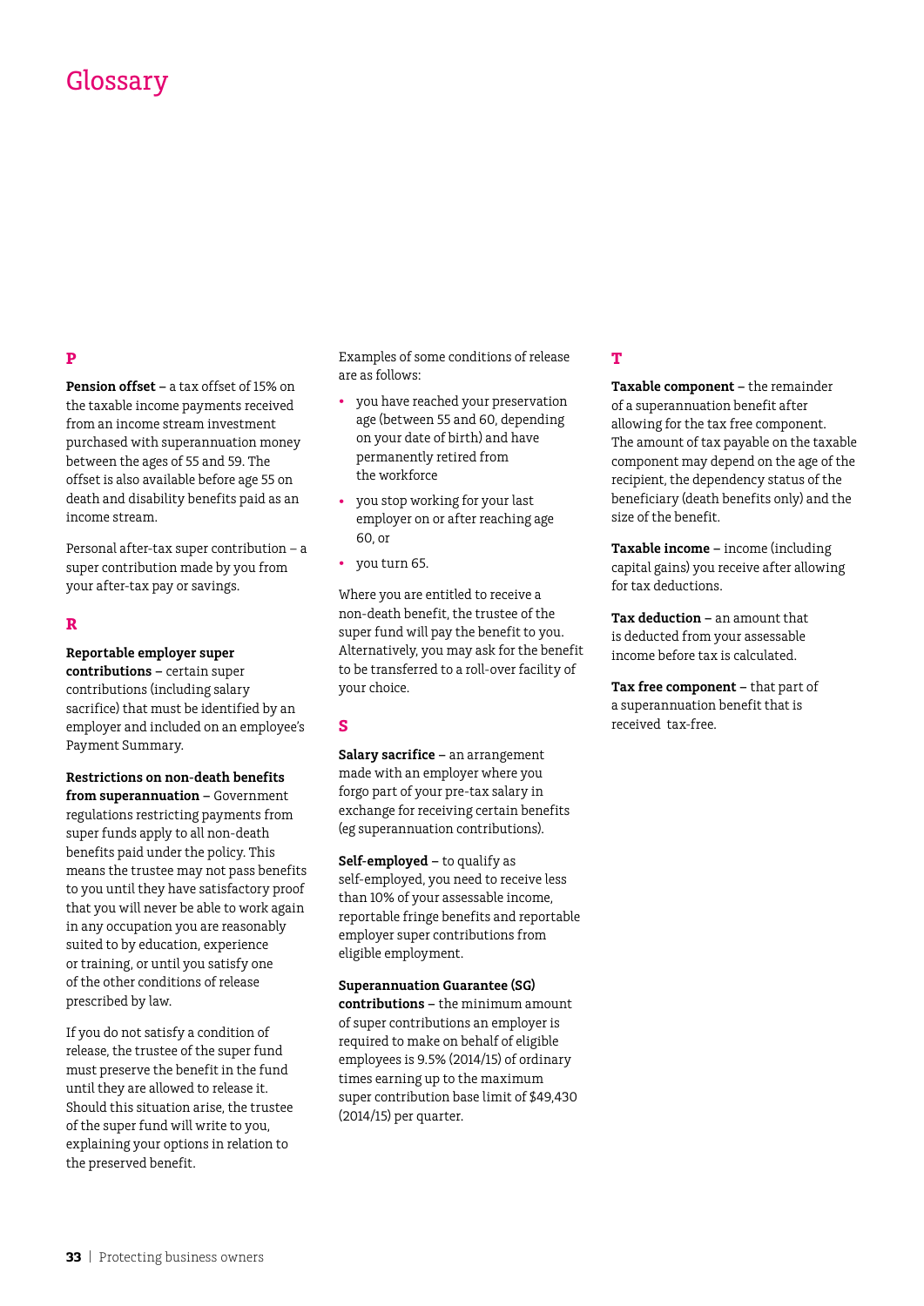# Glossary

## P

**Pension offset** – a tax offset of 15% on the taxable income payments received from an income stream investment purchased with superannuation money between the ages of 55 and 59. The offset is also available before age 55 on death and disability benefits paid as an income stream.

Personal after-tax super contribution – a super contribution made by you from your after-tax pay or savings.

## R

**Reportable employer super contributions** – certain super contributions (including salary sacrifice) that must be identified by an employer and included on an employee's Payment Summary.

**Restrictions on non-death benefits from superannuation** – Government regulations restricting payments from super funds apply to all non-death benefits paid under the policy. This means the trustee may not pass benefits to you until they have satisfactory proof that you will never be able to work again in any occupation you are reasonably suited to by education, experience or training, or until you satisfy one of the other conditions of release prescribed by law.

If you do not satisfy a condition of release, the trustee of the super fund must preserve the benefit in the fund until they are allowed to release it. Should this situation arise, the trustee of the super fund will write to you, explaining your options in relation to the preserved benefit.

Examples of some conditions of release are as follows:

- you have reached your preservation age (between 55 and 60, depending on your date of birth) and have permanently retired from the workforce
- you stop working for your last employer on or after reaching age 60, or
- you turn 65.

Where you are entitled to receive a non-death benefit, the trustee of the super fund will pay the benefit to you. Alternatively, you may ask for the benefit to be transferred to a roll-over facility of your choice.

## S

**Salary sacrifice** – an arrangement made with an employer where you forgo part of your pre-tax salary in exchange for receiving certain benefits (eg superannuation contributions).

**Self-employed** – to qualify as self-employed, you need to receive less than 10% of your assessable income, reportable fringe benefits and reportable employer super contributions from eligible employment.

**Superannuation Guarantee (SG) contributions** – the minimum amount of super contributions an employer is required to make on behalf of eligible employees is 9.5% (2014/15) of ordinary times earning up to the maximum super contribution base limit of $49,430 (2014/15) per quarter.

## T

**Taxable component** – the remainder of a superannuation benefit after allowing for the tax free component. The amount of tax payable on the taxable component may depend on the age of the recipient, the dependency status of the beneficiary (death benefits only) and the size of the benefit.

**Taxable income** – income (including capital gains) you receive after allowing for tax deductions.

**Tax deduction** – an amount that is deducted from your assessable income before tax is calculated.

**Tax free component** – that part of a superannuation benefit that is received tax-free.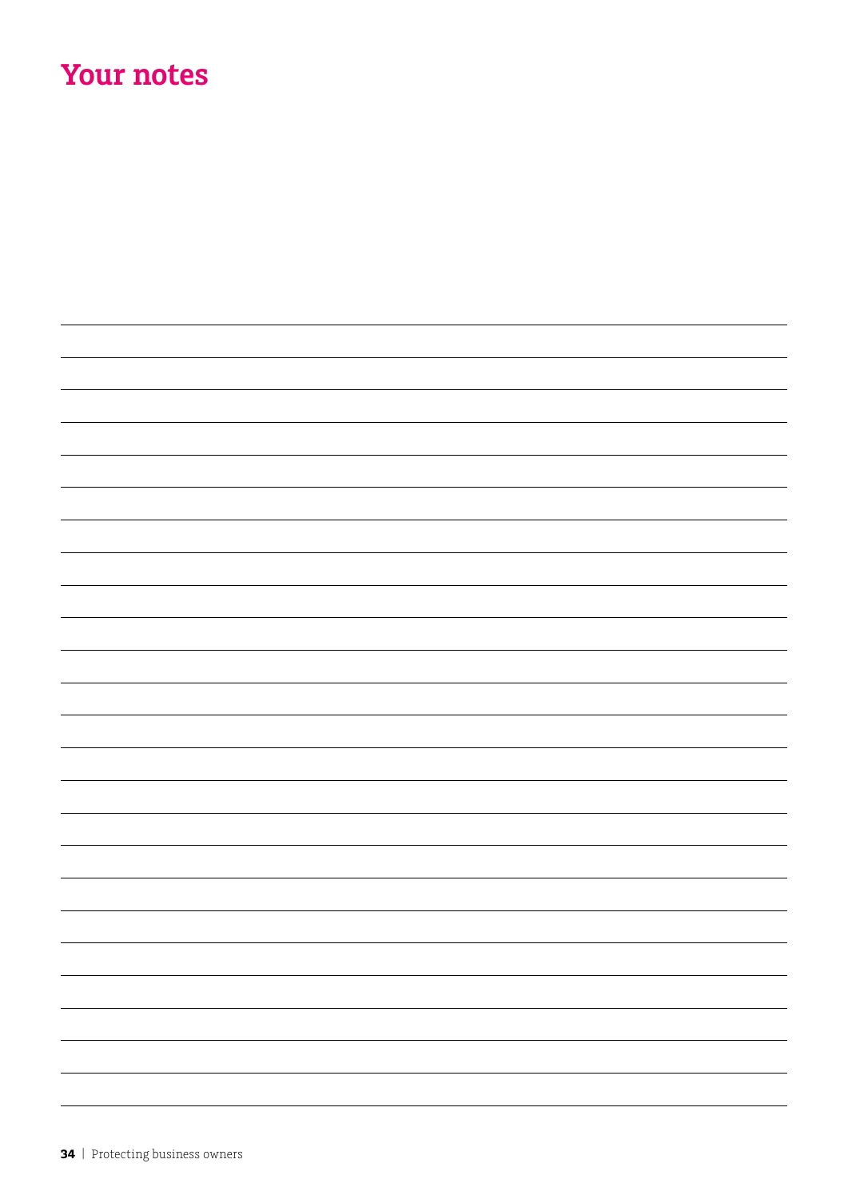# Your notes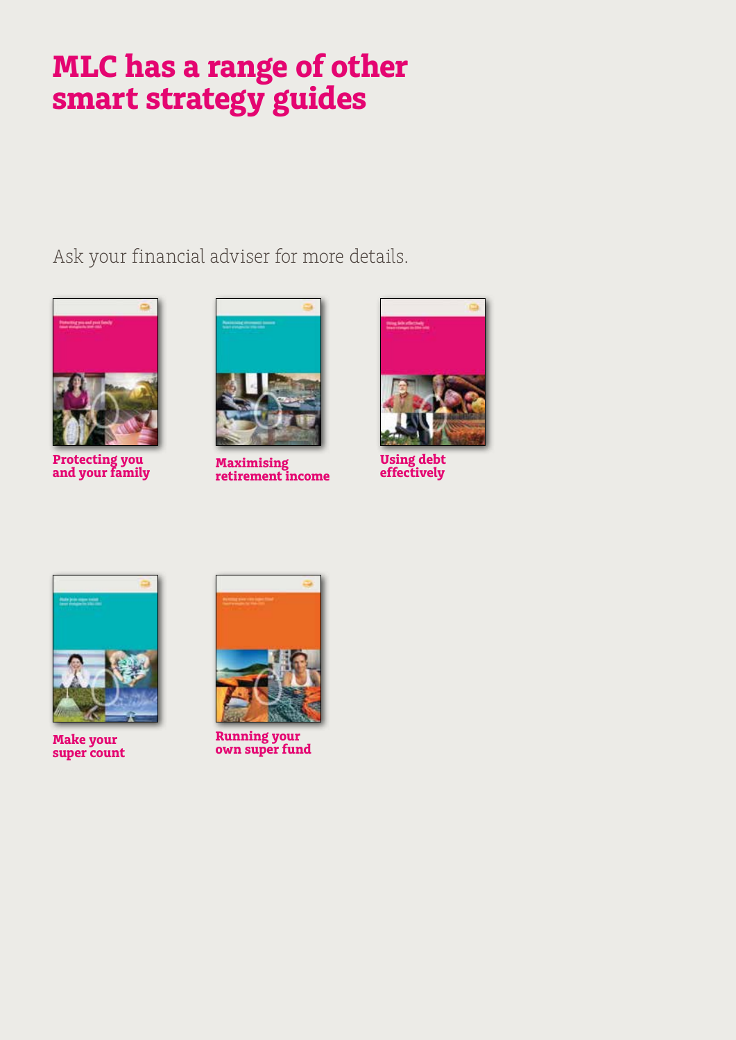# MLC has a range of other smart strategy guides

Ask your financial adviser for more details.

**Protecting you and your family**

**Maximising retirement income**

**Using debt effectively**

**Make your super count**

**Running your own super fund**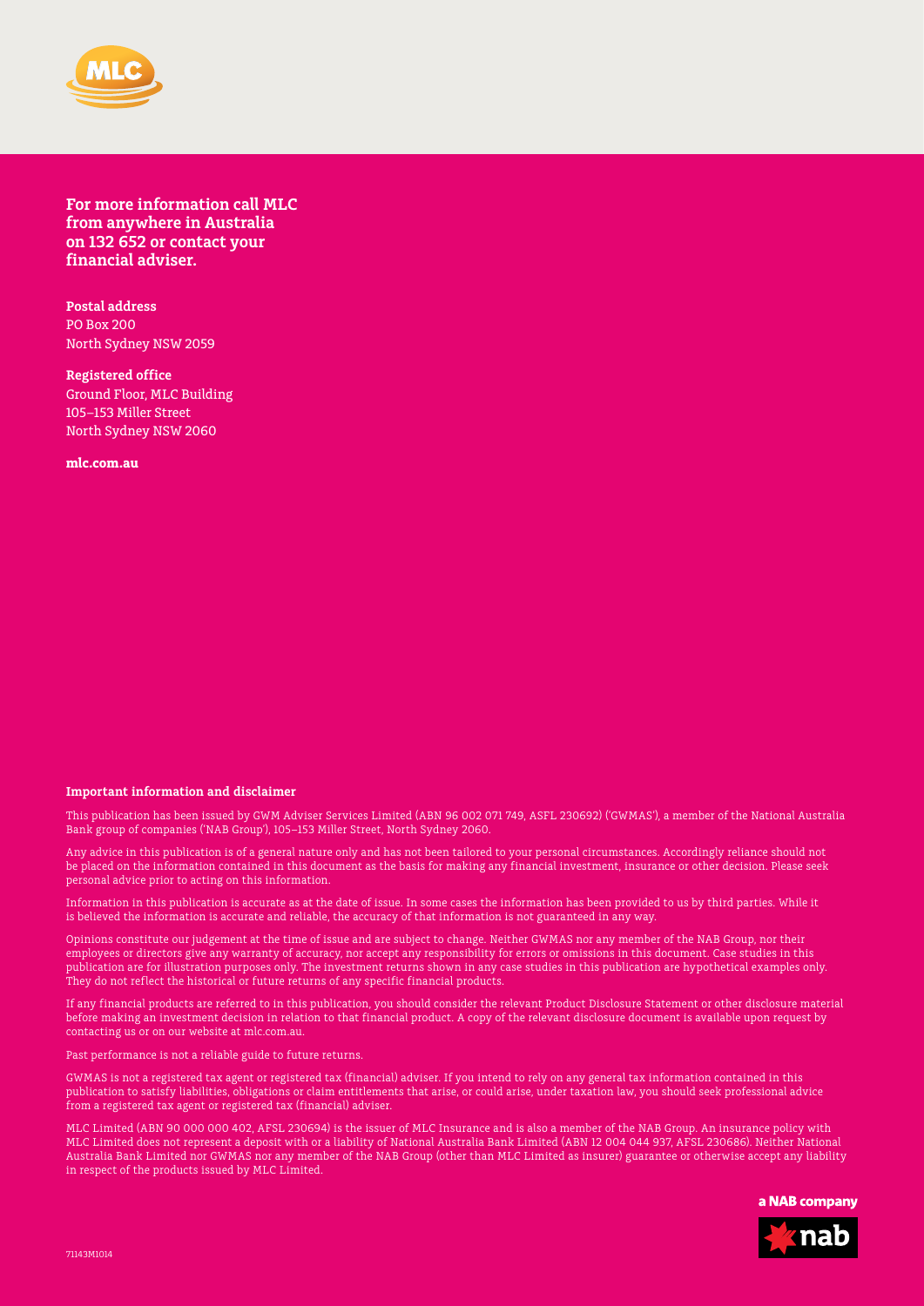**For more information call MLC from anywhere in Australia on 132 652 or contact your financial adviser.**

**Postal address**
PO Box 200
North Sydney NSW 2059

**Registered office**
Ground Floor, MLC Building
105–153 Miller Street
North Sydney NSW 2060

**mlc.com.au**

**Important information and disclaimer**

This publication has been issued by GWM Adviser Services Limited (ABN 96 002 071 749, ASFL 230692) ('GWMAS'), a member of the National Australia Bank group of companies ('NAB Group'), 105–153 Miller Street, North Sydney 2060.

Any advice in this publication is of a general nature only and has not been tailored to your personal circumstances. Accordingly reliance should not be placed on the information contained in this document as the basis for making any financial investment, insurance or other decision. Please seek personal advice prior to acting on this information.

Information in this publication is accurate as at the date of issue. In some cases the information has been provided to us by third parties. While it is believed the information is accurate and reliable, the accuracy of that information is not guaranteed in any way.

Opinions constitute our judgement at the time of issue and are subject to change. Neither GWMAS nor any member of the NAB Group, nor their employees or directors give any warranty of accuracy, nor accept any responsibility for errors or omissions in this document. Case studies in this publication are for illustration purposes only. The investment returns shown in any case studies in this publication are hypothetical examples only. They do not reflect the historical or future returns of any specific financial products.

If any financial products are referred to in this publication, you should consider the relevant Product Disclosure Statement or other disclosure material before making an investment decision in relation to that financial product. A copy of the relevant disclosure document is available upon request by contacting us or on our website at mlc.com.au.

Past performance is not a reliable guide to future returns.

GWMAS is not a registered tax agent or registered tax (financial) adviser. If you intend to rely on any general tax information contained in this publication to satisfy liabilities, obligations or claim entitlements that arise, or could arise, under taxation law, you should seek professional advice from a registered tax agent or registered tax (financial) adviser.

MLC Limited (ABN 90 000 000 402, AFSL 230694) is the issuer of MLC Insurance and is also a member of the NAB Group. An insurance policy with MLC Limited does not represent a deposit with or a liability of National Australia Bank Limited (ABN 12 004 044 937, AFSL 230686). Neither National Australia Bank Limited nor GWMAS nor any member of the NAB Group (other than MLC Limited as insurer) guarantee or otherwise accept any liability in respect of the products issued by MLC Limited.

a NAB company

71143M1014